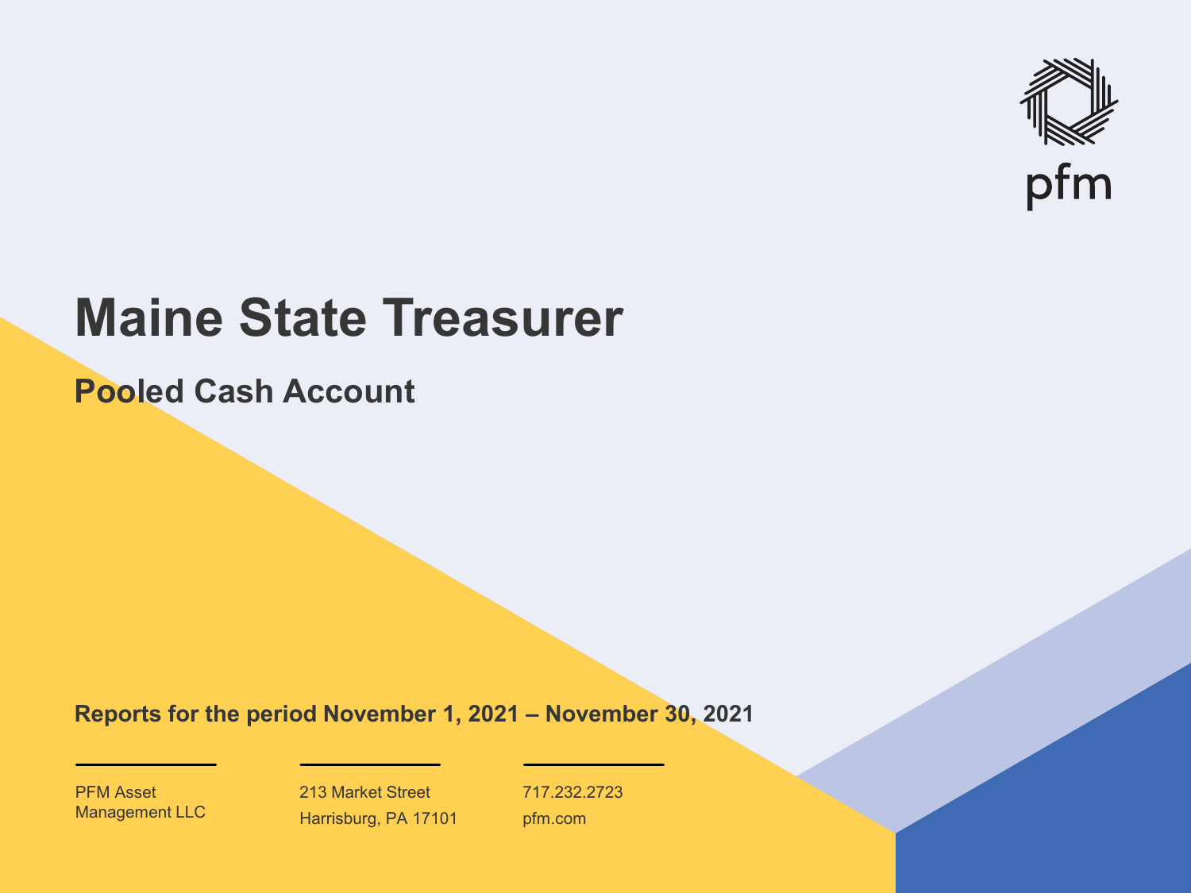pfm

# Maine State Treasurer

## Pooled Cash Account

**Reports for the period November 1, 2021 – November 30, 2021**

PFM Asset Management LLC

213 Market Street
Harrisburg, PA 17101

717.232.2723
pfm.com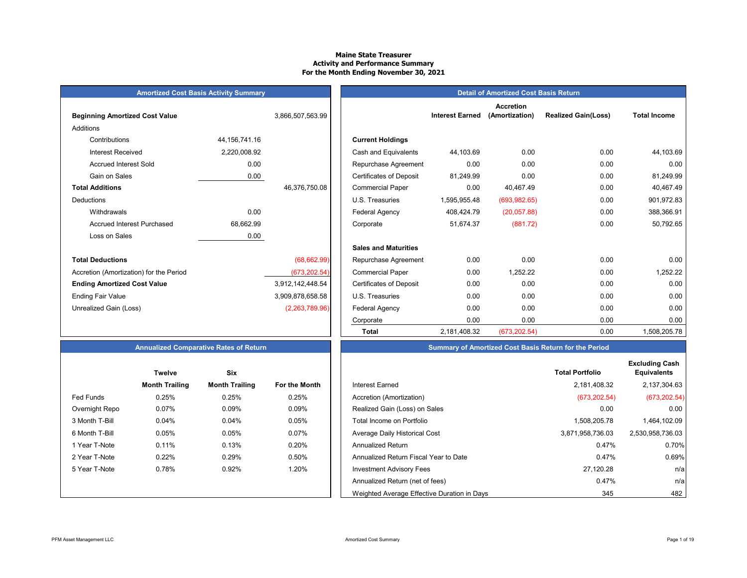# Maine State Treasurer
## Activity and Performance Summary
### For the Month Ending November 30, 2021

## Amortized Cost Basis Activity Summary

| | | |
|---|---|---|
| **Beginning Amortized Cost Value** | | 3,866,507,563.99 |
| Additions | | |
| Contributions | 44,156,741.16 | |
| Interest Received | 2,220,008.92 | |
| Accrued Interest Sold | 0.00 | |
| Gain on Sales | 0.00 | |
| **Total Additions** | | 46,376,750.08 |
| Deductions | | |
| Withdrawals | 0.00 | |
| Accrued Interest Purchased | 68,662.99 | |
| Loss on Sales | 0.00 | |
| **Total Deductions** | | (68,662.99) |
| Accretion (Amortization) for the Period | | (673,202.54) |
| **Ending Amortized Cost Value** | | 3,912,142,448.54 |
| Ending Fair Value | | 3,909,878,658.58 |
| Unrealized Gain (Loss) | | (2,263,789.96) |

## Detail of Amortized Cost Basis Return

| | Interest Earned | Accretion (Amortization) | Realized Gain(Loss) | Total Income |
|---|---|---|---|---|
| **Current Holdings** | | | | |
| Cash and Equivalents | 44,103.69 | 0.00 | 0.00 | 44,103.69 |
| Repurchase Agreement | 0.00 | 0.00 | 0.00 | 0.00 |
| Certificates of Deposit | 81,249.99 | 0.00 | 0.00 | 81,249.99 |
| Commercial Paper | 0.00 | 40,467.49 | 0.00 | 40,467.49 |
| U.S. Treasuries | 1,595,955.48 | (693,982.65) | 0.00 | 901,972.83 |
| Federal Agency | 408,424.79 | (20,057.88) | 0.00 | 388,366.91 |
| Corporate | 51,674.37 | (881.72) | 0.00 | 50,792.65 |
| **Sales and Maturities** | | | | |
| Repurchase Agreement | 0.00 | 0.00 | 0.00 | 0.00 |
| Commercial Paper | 0.00 | 1,252.22 | 0.00 | 1,252.22 |
| Certificates of Deposit | 0.00 | 0.00 | 0.00 | 0.00 |
| U.S. Treasuries | 0.00 | 0.00 | 0.00 | 0.00 |
| Federal Agency | 0.00 | 0.00 | 0.00 | 0.00 |
| Corporate | 0.00 | 0.00 | 0.00 | 0.00 |
| **Total** | 2,181,408.32 | (673,202.54) | 0.00 | 1,508,205.78 |

## Annualized Comparative Rates of Return

| | Twelve Month Trailing | Six Month Trailing | For the Month |
|---|---|---|---|
| Fed Funds | 0.25% | 0.25% | 0.25% |
| Overnight Repo | 0.07% | 0.09% | 0.09% |
| 3 Month T-Bill | 0.04% | 0.04% | 0.05% |
| 6 Month T-Bill | 0.05% | 0.05% | 0.07% |
| 1 Year T-Note | 0.11% | 0.13% | 0.20% |
| 2 Year T-Note | 0.22% | 0.29% | 0.50% |
| 5 Year T-Note | 0.78% | 0.92% | 1.20% |

## Summary of Amortized Cost Basis Return for the Period

| | Total Portfolio | Excluding Cash Equivalents |
|---|---|---|
| Interest Earned | 2,181,408.32 | 2,137,304.63 |
| Accretion (Amortization) | (673,202.54) | (673,202.54) |
| Realized Gain (Loss) on Sales | 0.00 | 0.00 |
| Total Income on Portfolio | 1,508,205.78 | 1,464,102.09 |
| Average Daily Historical Cost | 3,871,958,736.03 | 2,530,958,736.03 |
| Annualized Return | 0.47% | 0.70% |
| Annualized Return Fiscal Year to Date | 0.47% | 0.69% |
| Investment Advisory Fees | 27,120.28 | n/a |
| Annualized Return (net of fees) | 0.47% | n/a |
| Weighted Average Effective Duration in Days | 345 | 482 |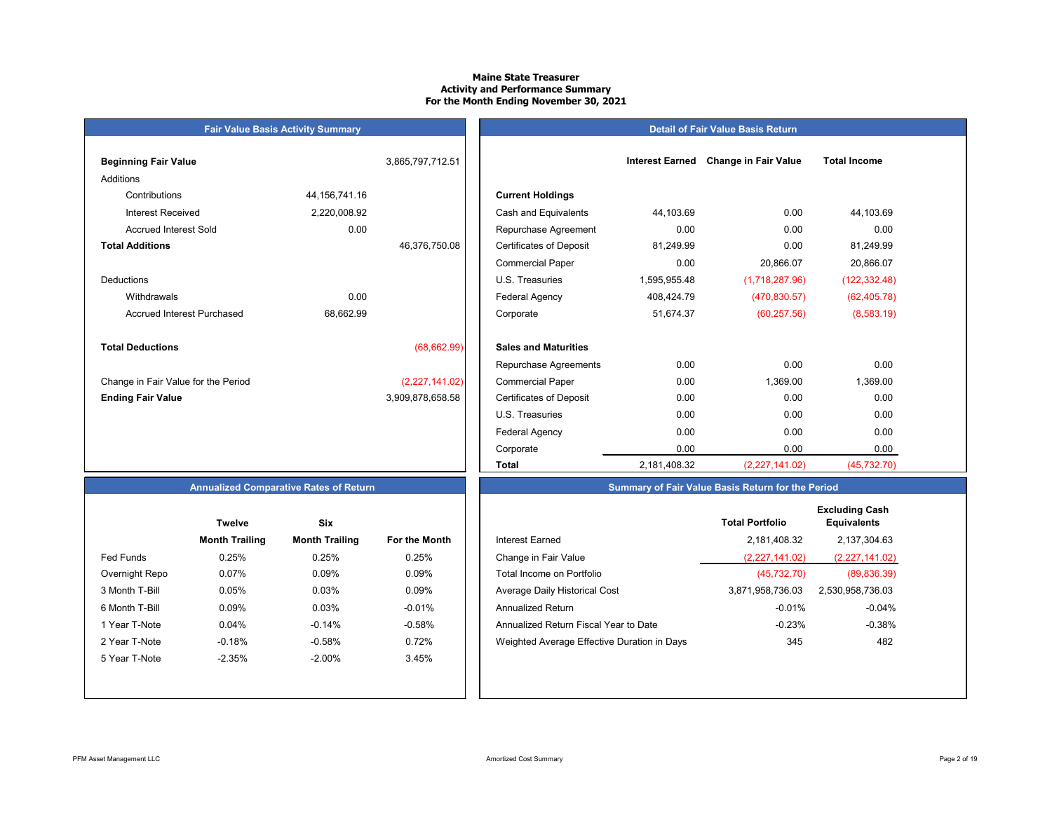# Maine State Treasurer
## Activity and Performance Summary
### For the Month Ending November 30, 2021

## Fair Value Basis Activity Summary

| | | |
|---|---|---|
| **Beginning Fair Value** | | 3,865,797,712.51 |
| Additions | | |
| Contributions | 44,156,741.16 | |
| Interest Received | 2,220,008.92 | |
| Accrued Interest Sold | 0.00 | |
| **Total Additions** | | 46,376,750.08 |
| Deductions | | |
| Withdrawals | 0.00 | |
| Accrued Interest Purchased | 68,662.99 | |
| **Total Deductions** | | (68,662.99) |
| Change in Fair Value for the Period | | (2,227,141.02) |
| **Ending Fair Value** | | 3,909,878,658.58 |

## Detail of Fair Value Basis Return

| | Interest Earned | Change in Fair Value | Total Income |
|---|---|---|---|
| **Current Holdings** | | | |
| Cash and Equivalents | 44,103.69 | 0.00 | 44,103.69 |
| Repurchase Agreement | 0.00 | 0.00 | 0.00 |
| Certificates of Deposit | 81,249.99 | 0.00 | 81,249.99 |
| Commercial Paper | 0.00 | 20,866.07 | 20,866.07 |
| U.S. Treasuries | 1,595,955.48 | (1,718,287.96) | (122,332.48) |
| Federal Agency | 408,424.79 | (470,830.57) | (62,405.78) |
| Corporate | 51,674.37 | (60,257.56) | (8,583.19) |
| **Sales and Maturities** | | | |
| Repurchase Agreements | 0.00 | 0.00 | 0.00 |
| Commercial Paper | 0.00 | 1,369.00 | 1,369.00 |
| Certificates of Deposit | 0.00 | 0.00 | 0.00 |
| U.S. Treasuries | 0.00 | 0.00 | 0.00 |
| Federal Agency | 0.00 | 0.00 | 0.00 |
| Corporate | 0.00 | 0.00 | 0.00 |
| **Total** | 2,181,408.32 | (2,227,141.02) | (45,732.70) |

## Annualized Comparative Rates of Return

| | Twelve Month Trailing | Six Month Trailing | For the Month |
|---|---|---|---|
| Fed Funds | 0.25% | 0.25% | 0.25% |
| Overnight Repo | 0.07% | 0.09% | 0.09% |
| 3 Month T-Bill | 0.05% | 0.03% | 0.09% |
| 6 Month T-Bill | 0.09% | 0.03% | -0.01% |
| 1 Year T-Note | 0.04% | -0.14% | -0.58% |
| 2 Year T-Note | -0.18% | -0.58% | 0.72% |
| 5 Year T-Note | -2.35% | -2.00% | 3.45% |

## Summary of Fair Value Basis Return for the Period

| | Total Portfolio | Excluding Cash Equivalents |
|---|---|---|
| Interest Earned | 2,181,408.32 | 2,137,304.63 |
| Change in Fair Value | (2,227,141.02) | (2,227,141.02) |
| Total Income on Portfolio | (45,732.70) | (89,836.39) |
| Average Daily Historical Cost | 3,871,958,736.03 | 2,530,958,736.03 |
| Annualized Return | -0.01% | -0.04% |
| Annualized Return Fiscal Year to Date | -0.23% | -0.38% |
| Weighted Average Effective Duration in Days | 345 | 482 |

PFM Asset Management LLC

Amortized Cost Summary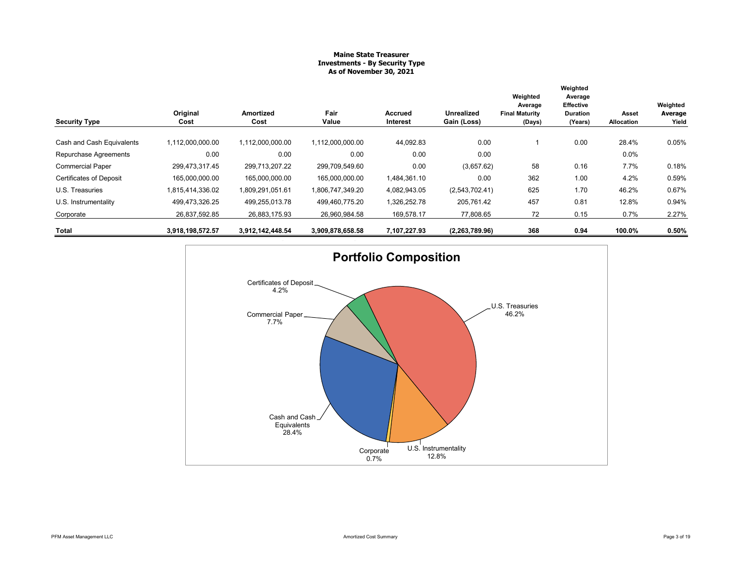# Maine State Treasurer
## Investments - By Security Type
### As of November 30, 2021

| Security Type | Original Cost | Amortized Cost | Fair Value | Accrued Interest | Unrealized Gain (Loss) | Weighted Average Final Maturity (Days) | Weighted Average Effective Duration (Years) | Asset Allocation | Weighted Average Yield |
|---|---|---|---|---|---|---|---|---|---|
| Cash and Cash Equivalents | 1,112,000,000.00 | 1,112,000,000.00 | 1,112,000,000.00 | 44,092.83 | 0.00 | 1 | 0.00 | 28.4% | 0.05% |
| Repurchase Agreements | 0.00 | 0.00 | 0.00 | 0.00 | 0.00 | | | 0.0% | |
| Commercial Paper | 299,473,317.45 | 299,713,207.22 | 299,709,549.60 | 0.00 | (3,657.62) | 58 | 0.16 | 7.7% | 0.18% |
| Certificates of Deposit | 165,000,000.00 | 165,000,000.00 | 165,000,000.00 | 1,484,361.10 | 0.00 | 362 | 1.00 | 4.2% | 0.59% |
| U.S. Treasuries | 1,815,414,336.02 | 1,809,291,051.61 | 1,806,747,349.20 | 4,082,943.05 | (2,543,702.41) | 625 | 1.70 | 46.2% | 0.67% |
| U.S. Instrumentality | 499,473,326.25 | 499,255,013.78 | 499,460,775.20 | 1,326,252.78 | 205,761.42 | 457 | 0.81 | 12.8% | 0.94% |
| Corporate | 26,837,592.85 | 26,883,175.93 | 26,960,984.58 | 169,578.17 | 77,808.65 | 72 | 0.15 | 0.7% | 2.27% |
| **Total** | **3,918,198,572.57** | **3,912,142,448.54** | **3,909,878,658.58** | **7,107,227.93** | **(2,263,789.96)** | **368** | **0.94** | **100.0%** | **0.50%** |

## Portfolio Composition

- U.S. Treasuries 46.2%
- Cash and Cash Equivalents 28.4%
- U.S. Instrumentality 12.8%
- Commercial Paper 7.7%
- Certificates of Deposit 4.2%
- Corporate 0.7%

Amortized Cost Summary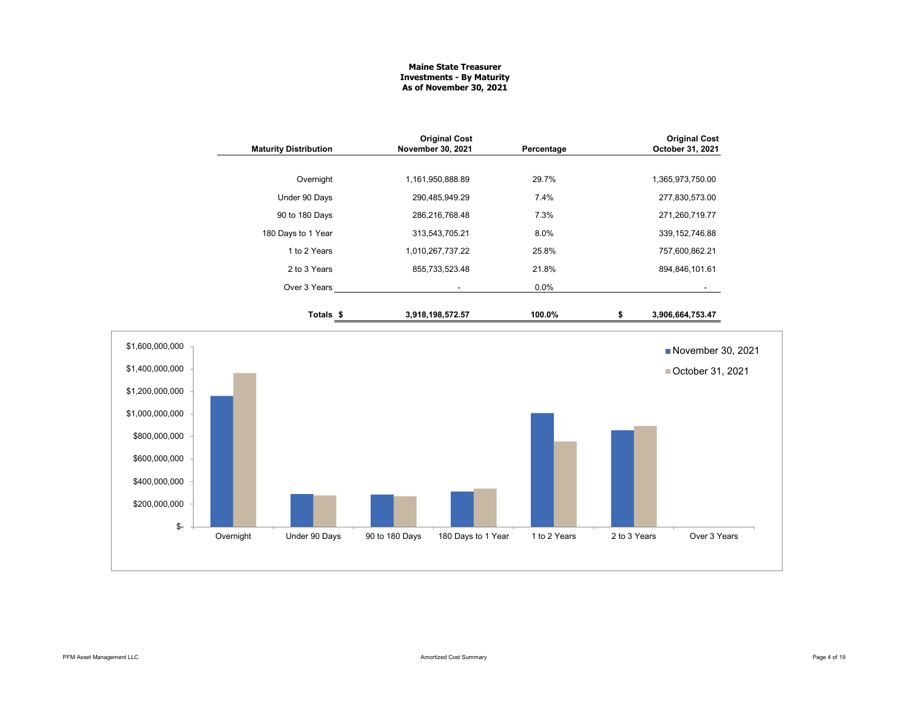**Maine State Treasurer**
**Investments - By Maturity**
**As of November 30, 2021**

| Maturity Distribution | Original Cost November 30, 2021 | Percentage | Original Cost October 31, 2021 |
|---|---|---|---|
| Overnight | 1,161,950,888.89 | 29.7% | 1,365,973,750.00 |
| Under 90 Days | 290,485,949.29 | 7.4% | 277,830,573.00 |
| 90 to 180 Days | 286,216,768.48 | 7.3% | 271,260,719.77 |
| 180 Days to 1 Year | 313,543,705.21 | 8.0% | 339,152,746.88 |
| 1 to 2 Years | 1,010,267,737.22 | 25.8% | 757,600,862.21 |
| 2 to 3 Years | 855,733,523.48 | 21.8% | 894,846,101.61 |
| Over 3 Years | - | 0.0% | - |
| **Totals** | **$ 3,918,198,572.57** | **100.0%** | **$ 3,906,664,753.47** |

| | November 30, 2021 | October 31, 2021 |
|---|---|---|
| Overnight | | |
| Under 90 Days | | |
| 90 to 180 Days | | |
| 180 Days to 1 Year | | |
| 1 to 2 Years | | |
| 2 to 3 Years | | |
| Over 3 Years | | |

Amortized Cost Summary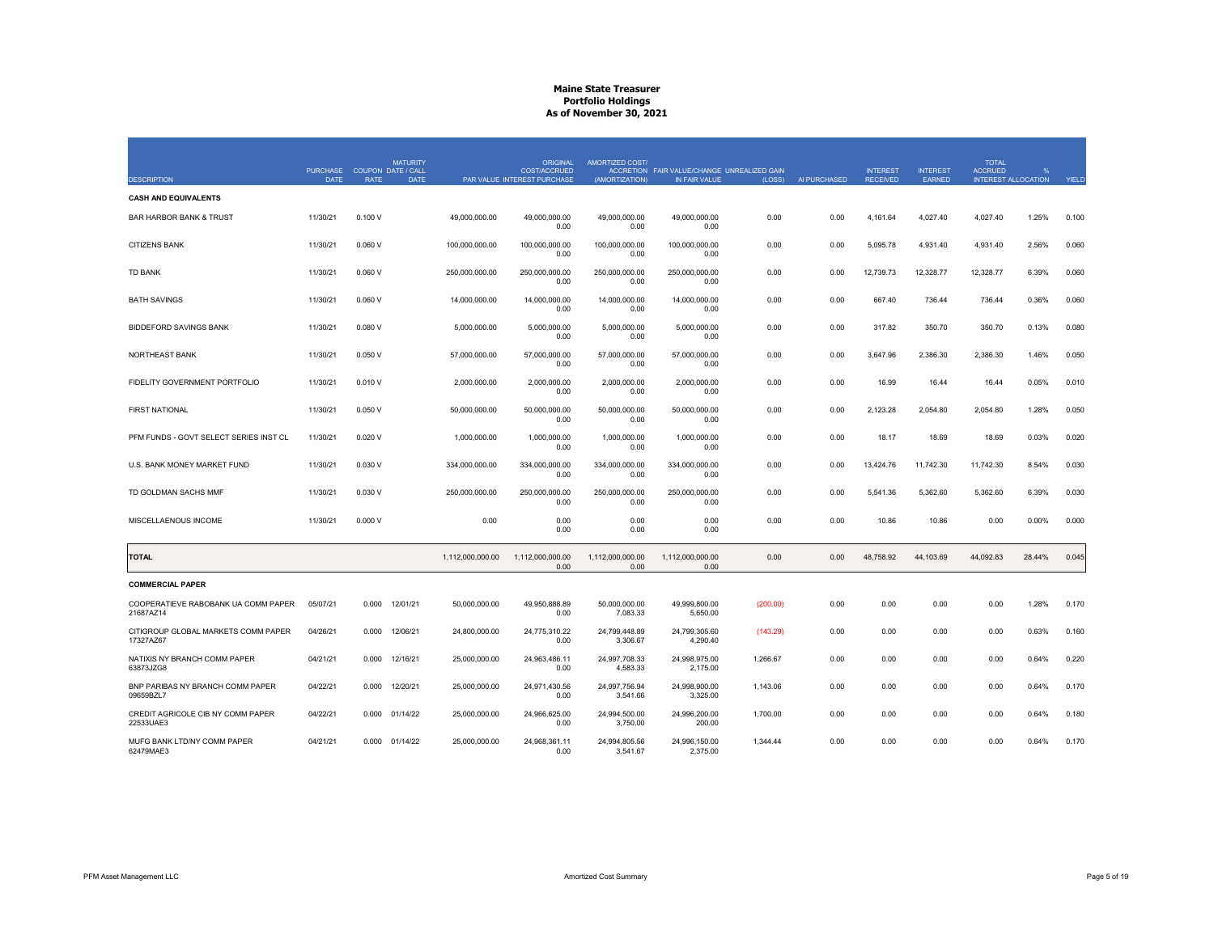# Maine State Treasurer
## Portfolio Holdings
### As of November 30, 2021

| DESCRIPTION | PURCHASE DATE | COUPON RATE | MATURITY DATE / CALL DATE | PAR VALUE | ORIGINAL COST/ACCRUED INTEREST PURCHASE | AMORTIZED COST/ ACCRETION (AMORTIZATION) | FAIR VALUE/CHANGE IN FAIR VALUE | UNREALIZED GAIN (LOSS) | AI PURCHASED | INTEREST RECEIVED | INTEREST EARNED | TOTAL ACCRUED INTEREST | % ALLOCATION | YIELD |
|---|---|---|---|---|---|---|---|---|---|---|---|---|---|---|
| **CASH AND EQUIVALENTS** | | | | | | | | | | | | | | |
| BAR HARBOR BANK & TRUST | 11/30/21 | 0.100 V | | 49,000,000.00 | 49,000,000.00<br>0.00 | 49,000,000.00<br>0.00 | 49,000,000.00<br>0.00 | 0.00 | 0.00 | 4,161.64 | 4,027.40 | 4,027.40 | 1.25% | 0.100 |
| CITIZENS BANK | 11/30/21 | 0.060 V | | 100,000,000.00 | 100,000,000.00<br>0.00 | 100,000,000.00<br>0.00 | 100,000,000.00<br>0.00 | 0.00 | 0.00 | 5,095.78 | 4,931.40 | 4,931.40 | 2.56% | 0.060 |
| TD BANK | 11/30/21 | 0.060 V | | 250,000,000.00 | 250,000,000.00<br>0.00 | 250,000,000.00<br>0.00 | 250,000,000.00<br>0.00 | 0.00 | 0.00 | 12,739.73 | 12,328.77 | 12,328.77 | 6.39% | 0.060 |
| BATH SAVINGS | 11/30/21 | 0.060 V | | 14,000,000.00 | 14,000,000.00<br>0.00 | 14,000,000.00<br>0.00 | 14,000,000.00<br>0.00 | 0.00 | 0.00 | 667.40 | 736.44 | 736.44 | 0.36% | 0.060 |
| BIDDEFORD SAVINGS BANK | 11/30/21 | 0.080 V | | 5,000,000.00 | 5,000,000.00<br>0.00 | 5,000,000.00<br>0.00 | 5,000,000.00<br>0.00 | 0.00 | 0.00 | 317.82 | 350.70 | 350.70 | 0.13% | 0.080 |
| NORTHEAST BANK | 11/30/21 | 0.050 V | | 57,000,000.00 | 57,000,000.00<br>0.00 | 57,000,000.00<br>0.00 | 57,000,000.00<br>0.00 | 0.00 | 0.00 | 3,647.96 | 2,386.30 | 2,386.30 | 1.46% | 0.050 |
| FIDELITY GOVERNMENT PORTFOLIO | 11/30/21 | 0.010 V | | 2,000,000.00 | 2,000,000.00<br>0.00 | 2,000,000.00<br>0.00 | 2,000,000.00<br>0.00 | 0.00 | 0.00 | 16.99 | 16.44 | 16.44 | 0.05% | 0.010 |
| FIRST NATIONAL | 11/30/21 | 0.050 V | | 50,000,000.00 | 50,000,000.00<br>0.00 | 50,000,000.00<br>0.00 | 50,000,000.00<br>0.00 | 0.00 | 0.00 | 2,123.28 | 2,054.80 | 2,054.80 | 1.28% | 0.050 |
| PFM FUNDS - GOVT SELECT SERIES INST CL | 11/30/21 | 0.020 V | | 1,000,000.00 | 1,000,000.00<br>0.00 | 1,000,000.00<br>0.00 | 1,000,000.00<br>0.00 | 0.00 | 0.00 | 18.17 | 18.69 | 18.69 | 0.03% | 0.020 |
| U.S. BANK MONEY MARKET FUND | 11/30/21 | 0.030 V | | 334,000,000.00 | 334,000,000.00<br>0.00 | 334,000,000.00<br>0.00 | 334,000,000.00<br>0.00 | 0.00 | 0.00 | 13,424.76 | 11,742.30 | 11,742.30 | 8.54% | 0.030 |
| TD GOLDMAN SACHS MMF | 11/30/21 | 0.030 V | | 250,000,000.00 | 250,000,000.00<br>0.00 | 250,000,000.00<br>0.00 | 250,000,000.00<br>0.00 | 0.00 | 0.00 | 5,541.36 | 5,362.60 | 5,362.60 | 6.39% | 0.030 |
| MISCELLAENOUS INCOME | 11/30/21 | 0.000 V | | 0.00 | 0.00<br>0.00 | 0.00<br>0.00 | 0.00<br>0.00 | 0.00 | 0.00 | 10.86 | 10.86 | 0.00 | 0.00% | 0.000 |
| **TOTAL** | | | | 1,112,000,000.00 | 1,112,000,000.00<br>0.00 | 1,112,000,000.00<br>0.00 | 1,112,000,000.00<br>0.00 | 0.00 | 0.00 | 48,758.92 | 44,103.69 | 44,092.83 | 28.44% | 0.045 |
| **COMMERCIAL PAPER** | | | | | | | | | | | | | | |
| COOPERATIEVE RABOBANK UA COMM PAPER<br>21687AZ14 | 05/07/21 | 0.000 | 12/01/21 | 50,000,000.00 | 49,950,888.89<br>0.00 | 50,000,000.00<br>7,083.33 | 49,999,800.00<br>5,650.00 | (200.00) | 0.00 | 0.00 | 0.00 | 0.00 | 1.28% | 0.170 |
| CITIGROUP GLOBAL MARKETS COMM PAPER<br>17327AZ67 | 04/26/21 | 0.000 | 12/06/21 | 24,800,000.00 | 24,775,310.22<br>0.00 | 24,799,448.89<br>3,306.67 | 24,799,305.60<br>4,290.40 | (143.29) | 0.00 | 0.00 | 0.00 | 0.00 | 0.63% | 0.160 |
| NATIXIS NY BRANCH COMM PAPER<br>63873JZG8 | 04/21/21 | 0.000 | 12/16/21 | 25,000,000.00 | 24,963,486.11<br>0.00 | 24,997,708.33<br>4,583.33 | 24,998,975.00<br>2,175.00 | 1,266.67 | 0.00 | 0.00 | 0.00 | 0.00 | 0.64% | 0.220 |
| BNP PARIBAS NY BRANCH COMM PAPER<br>09659BZL7 | 04/22/21 | 0.000 | 12/20/21 | 25,000,000.00 | 24,971,430.56<br>0.00 | 24,997,756.94<br>3,541.66 | 24,998,900.00<br>3,325.00 | 1,143.06 | 0.00 | 0.00 | 0.00 | 0.00 | 0.64% | 0.170 |
| CREDIT AGRICOLE CIB NY COMM PAPER<br>22533UAE3 | 04/22/21 | 0.000 | 01/14/22 | 25,000,000.00 | 24,966,625.00<br>0.00 | 24,994,500.00<br>3,750.00 | 24,996,200.00<br>200.00 | 1,700.00 | 0.00 | 0.00 | 0.00 | 0.00 | 0.64% | 0.180 |
| MUFG BANK LTD/NY COMM PAPER<br>62479MAE3 | 04/21/21 | 0.000 | 01/14/22 | 25,000,000.00 | 24,968,361.11<br>0.00 | 24,994,805.56<br>3,541.67 | 24,996,150.00<br>2,375.00 | 1,344.44 | 0.00 | 0.00 | 0.00 | 0.00 | 0.64% | 0.170 |

PFM Asset Management LLC — Amortized Cost Summary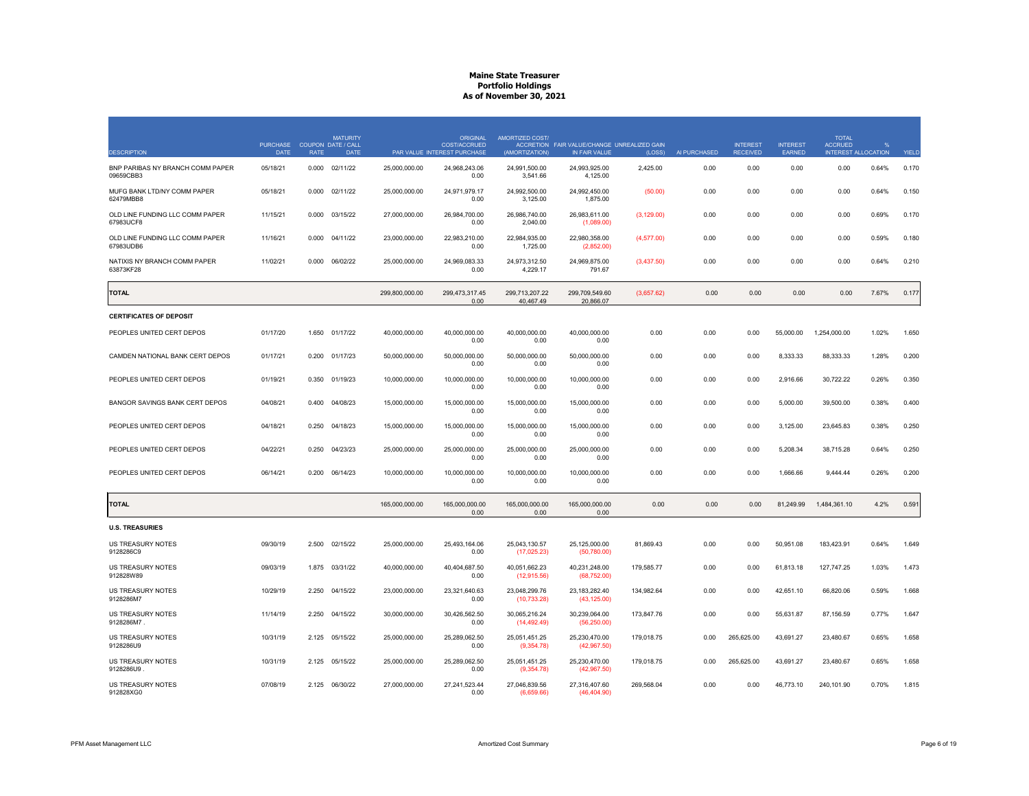# Maine State Treasurer
## Portfolio Holdings
### As of November 30, 2021

| DESCRIPTION | PURCHASE DATE | COUPON RATE | MATURITY DATE / CALL DATE | PAR VALUE | ORIGINAL COST/ACCRUED INTEREST PURCHASE | AMORTIZED COST/ ACCRETION (AMORTIZATION) | FAIR VALUE/CHANGE IN FAIR VALUE | UNREALIZED GAIN (LOSS) | AI PURCHASED | INTEREST RECEIVED | INTEREST EARNED | TOTAL ACCRUED INTEREST | % ALLOCATION | YIELD |
|---|---|---|---|---|---|---|---|---|---|---|---|---|---|---|
| BNP PARIBAS NY BRANCH COMM PAPER 09659CBB3 | 05/18/21 | 0.000 | 02/11/22 | 25,000,000.00 | 24,968,243.06 0.00 | 24,991,500.00 3,541.66 | 24,993,925.00 4,125.00 | 2,425.00 | 0.00 | 0.00 | 0.00 | 0.00 | 0.64% | 0.170 |
| MUFG BANK LTD/NY COMM PAPER 62479MBB8 | 05/18/21 | 0.000 | 02/11/22 | 25,000,000.00 | 24,971,979.17 0.00 | 24,992,500.00 3,125.00 | 24,992,450.00 1,875.00 | (50.00) | 0.00 | 0.00 | 0.00 | 0.00 | 0.64% | 0.150 |
| OLD LINE FUNDING LLC COMM PAPER 67983UCF8 | 11/15/21 | 0.000 | 03/15/22 | 27,000,000.00 | 26,984,700.00 0.00 | 26,986,740.00 2,040.00 | 26,983,611.00 (1,089.00) | (3,129.00) | 0.00 | 0.00 | 0.00 | 0.00 | 0.69% | 0.170 |
| OLD LINE FUNDING LLC COMM PAPER 67983UDB6 | 11/16/21 | 0.000 | 04/11/22 | 23,000,000.00 | 22,983,210.00 0.00 | 22,984,935.00 1,725.00 | 22,980,358.00 (2,852.00) | (4,577.00) | 0.00 | 0.00 | 0.00 | 0.00 | 0.59% | 0.180 |
| NATIXIS NY BRANCH COMM PAPER 63873KF28 | 11/02/21 | 0.000 | 06/02/22 | 25,000,000.00 | 24,969,083.33 0.00 | 24,973,312.50 4,229.17 | 24,969,875.00 791.67 | (3,437.50) | 0.00 | 0.00 | 0.00 | 0.00 | 0.64% | 0.210 |
| **TOTAL** | | | | 299,800,000.00 | 299,473,317.45 0.00 | 299,713,207.22 40,467.49 | 299,709,549.60 20,866.07 | (3,657.62) | 0.00 | 0.00 | 0.00 | 0.00 | 7.67% | 0.177 |
| **CERTIFICATES OF DEPOSIT** | | | | | | | | | | | | | | |
| PEOPLES UNITED CERT DEPOS | 01/17/20 | 1.650 | 01/17/22 | 40,000,000.00 | 40,000,000.00 0.00 | 40,000,000.00 0.00 | 40,000,000.00 0.00 | 0.00 | 0.00 | 0.00 | 55,000.00 | 1,254,000.00 | 1.02% | 1.650 |
| CAMDEN NATIONAL BANK CERT DEPOS | 01/17/21 | 0.200 | 01/17/23 | 50,000,000.00 | 50,000,000.00 0.00 | 50,000,000.00 0.00 | 50,000,000.00 0.00 | 0.00 | 0.00 | 0.00 | 8,333.33 | 88,333.33 | 1.28% | 0.200 |
| PEOPLES UNITED CERT DEPOS | 01/19/21 | 0.350 | 01/19/23 | 10,000,000.00 | 10,000,000.00 0.00 | 10,000,000.00 0.00 | 10,000,000.00 0.00 | 0.00 | 0.00 | 0.00 | 2,916.66 | 30,722.22 | 0.26% | 0.350 |
| BANGOR SAVINGS BANK CERT DEPOS | 04/08/21 | 0.400 | 04/08/23 | 15,000,000.00 | 15,000,000.00 0.00 | 15,000,000.00 0.00 | 15,000,000.00 0.00 | 0.00 | 0.00 | 0.00 | 5,000.00 | 39,500.00 | 0.38% | 0.400 |
| PEOPLES UNITED CERT DEPOS | 04/18/21 | 0.250 | 04/18/23 | 15,000,000.00 | 15,000,000.00 0.00 | 15,000,000.00 0.00 | 15,000,000.00 0.00 | 0.00 | 0.00 | 0.00 | 3,125.00 | 23,645.83 | 0.38% | 0.250 |
| PEOPLES UNITED CERT DEPOS | 04/22/21 | 0.250 | 04/23/23 | 25,000,000.00 | 25,000,000.00 0.00 | 25,000,000.00 0.00 | 25,000,000.00 0.00 | 0.00 | 0.00 | 0.00 | 5,208.34 | 38,715.28 | 0.64% | 0.250 |
| PEOPLES UNITED CERT DEPOS | 06/14/21 | 0.200 | 06/14/23 | 10,000,000.00 | 10,000,000.00 0.00 | 10,000,000.00 0.00 | 10,000,000.00 0.00 | 0.00 | 0.00 | 0.00 | 1,666.66 | 9,444.44 | 0.26% | 0.200 |
| **TOTAL** | | | | 165,000,000.00 | 165,000,000.00 0.00 | 165,000,000.00 0.00 | 165,000,000.00 0.00 | 0.00 | 0.00 | 0.00 | 81,249.99 | 1,484,361.10 | 4.2% | 0.591 |
| **U.S. TREASURIES** | | | | | | | | | | | | | | |
| US TREASURY NOTES 9128286C9 | 09/30/19 | 2.500 | 02/15/22 | 25,000,000.00 | 25,493,164.06 0.00 | 25,043,130.57 (17,025.23) | 25,125,000.00 (50,780.00) | 81,869.43 | 0.00 | 0.00 | 50,951.08 | 183,423.91 | 0.64% | 1.649 |
| US TREASURY NOTES 912828W89 | 09/03/19 | 1.875 | 03/31/22 | 40,000,000.00 | 40,404,687.50 0.00 | 40,051,662.23 (12,915.56) | 40,231,248.00 (68,752.00) | 179,585.77 | 0.00 | 0.00 | 61,813.18 | 127,747.25 | 1.03% | 1.473 |
| US TREASURY NOTES 9128286M7 | 10/29/19 | 2.250 | 04/15/22 | 23,000,000.00 | 23,321,640.63 0.00 | 23,048,299.76 (10,733.28) | 23,183,282.40 (43,125.00) | 134,982.64 | 0.00 | 0.00 | 42,651.10 | 66,820.06 | 0.59% | 1.668 |
| US TREASURY NOTES 9128286M7 . | 11/14/19 | 2.250 | 04/15/22 | 30,000,000.00 | 30,426,562.50 0.00 | 30,065,216.24 (14,492.49) | 30,239,064.00 (56,250.00) | 173,847.76 | 0.00 | 0.00 | 55,631.87 | 87,156.59 | 0.77% | 1.647 |
| US TREASURY NOTES 9128286U9 | 10/31/19 | 2.125 | 05/15/22 | 25,000,000.00 | 25,289,062.50 0.00 | 25,051,451.25 (9,354.78) | 25,230,470.00 (42,967.50) | 179,018.75 | 0.00 | 265,625.00 | 43,691.27 | 23,480.67 | 0.65% | 1.658 |
| US TREASURY NOTES 9128286U9 . | 10/31/19 | 2.125 | 05/15/22 | 25,000,000.00 | 25,289,062.50 0.00 | 25,051,451.25 (9,354.78) | 25,230,470.00 (42,967.50) | 179,018.75 | 0.00 | 265,625.00 | 43,691.27 | 23,480.67 | 0.65% | 1.658 |
| US TREASURY NOTES 912828XG0 | 07/08/19 | 2.125 | 06/30/22 | 27,000,000.00 | 27,241,523.44 0.00 | 27,046,839.56 (6,659.66) | 27,316,407.60 (46,404.90) | 269,568.04 | 0.00 | 0.00 | 46,773.10 | 240,101.90 | 0.70% | 1.815 |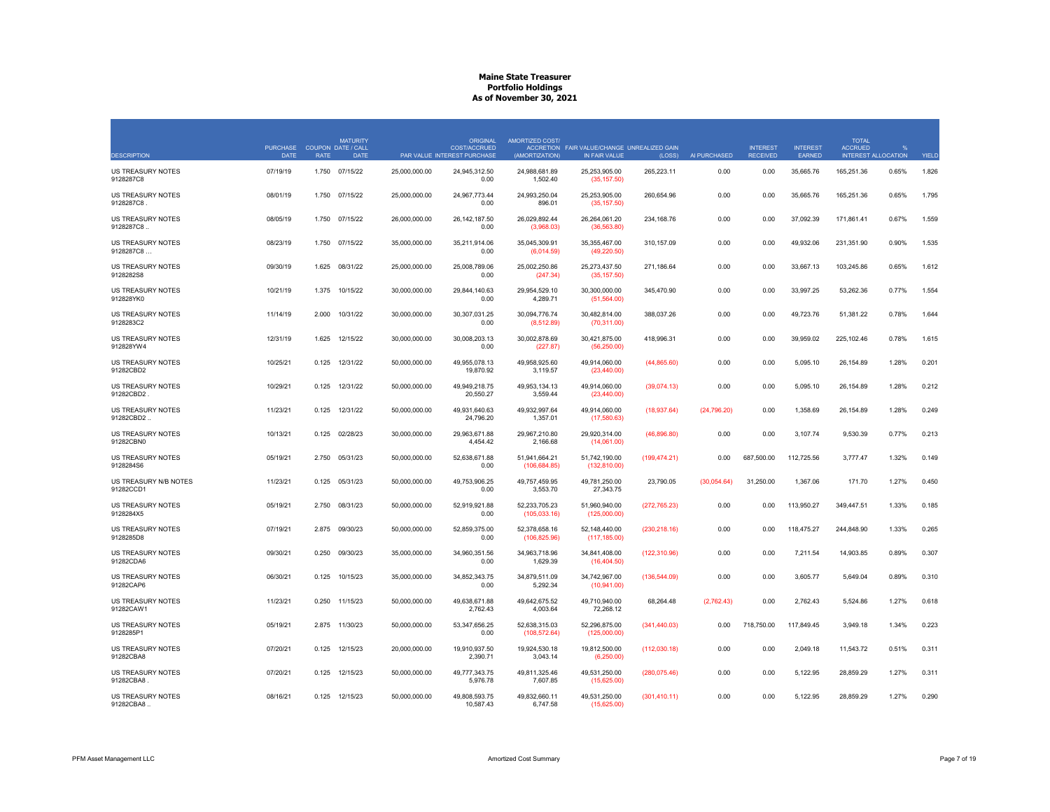# Maine State Treasurer
## Portfolio Holdings
### As of November 30, 2021

| DESCRIPTION | PURCHASE DATE | COUPON RATE | MATURITY DATE / CALL DATE | PAR VALUE | ORIGINAL COST/ACCRUED INTEREST PURCHASE | AMORTIZED COST/ ACCRETION (AMORTIZATION) | FAIR VALUE/CHANGE IN FAIR VALUE | UNREALIZED GAIN (LOSS) | AI PURCHASED | INTEREST RECEIVED | INTEREST EARNED | TOTAL ACCRUED INTEREST | % ALLOCATION | YIELD |
|---|---|---|---|---|---|---|---|---|---|---|---|---|---|---|
| US TREASURY NOTES 9128287C8 | 07/19/19 | 1.750 | 07/15/22 | 25,000,000.00 | 24,945,312.50 0.00 | 24,988,681.89 1,502.40 | 25,253,905.00 (35,157.50) | 265,223.11 | 0.00 | 0.00 | 35,665.76 | 165,251.36 | 0.65% | 1.826 |
| US TREASURY NOTES 9128287C8 . | 08/01/19 | 1.750 | 07/15/22 | 25,000,000.00 | 24,967,773.44 0.00 | 24,993,250.04 896.01 | 25,253,905.00 (35,157.50) | 260,654.96 | 0.00 | 0.00 | 35,665.76 | 165,251.36 | 0.65% | 1.795 |
| US TREASURY NOTES 9128287C8 .. | 08/05/19 | 1.750 | 07/15/22 | 26,000,000.00 | 26,142,187.50 0.00 | 26,029,892.44 (3,968.03) | 26,264,061.20 (36,563.80) | 234,168.76 | 0.00 | 0.00 | 37,092.39 | 171,861.41 | 0.67% | 1.559 |
| US TREASURY NOTES 9128287C8 ... | 08/23/19 | 1.750 | 07/15/22 | 35,000,000.00 | 35,211,914.06 0.00 | 35,045,309.91 (6,014.59) | 35,355,467.00 (49,220.50) | 310,157.09 | 0.00 | 0.00 | 49,932.06 | 231,351.90 | 0.90% | 1.535 |
| US TREASURY NOTES 9128282S8 | 09/30/19 | 1.625 | 08/31/22 | 25,000,000.00 | 25,008,789.06 0.00 | 25,002,250.86 (247.34) | 25,273,437.50 (35,157.50) | 271,186.64 | 0.00 | 0.00 | 33,667.13 | 103,245.86 | 0.65% | 1.612 |
| US TREASURY NOTES 912828YK0 | 10/21/19 | 1.375 | 10/15/22 | 30,000,000.00 | 29,844,140.63 0.00 | 29,954,529.10 4,289.71 | 30,300,000.00 (51,564.00) | 345,470.90 | 0.00 | 0.00 | 33,997.25 | 53,262.36 | 0.77% | 1.554 |
| US TREASURY NOTES 9128283C2 | 11/14/19 | 2.000 | 10/31/22 | 30,000,000.00 | 30,307,031.25 0.00 | 30,094,776.74 (8,512.89) | 30,482,814.00 (70,311.00) | 388,037.26 | 0.00 | 0.00 | 49,723.76 | 51,381.22 | 0.78% | 1.644 |
| US TREASURY NOTES 912828YW4 | 12/31/19 | 1.625 | 12/15/22 | 30,000,000.00 | 30,008,203.13 0.00 | 30,002,878.69 (227.87) | 30,421,875.00 (56,250.00) | 418,996.31 | 0.00 | 0.00 | 39,959.02 | 225,102.46 | 0.78% | 1.615 |
| US TREASURY NOTES 91282CBD2 | 10/25/21 | 0.125 | 12/31/22 | 50,000,000.00 | 49,955,078.13 19,870.92 | 49,958,925.60 3,119.57 | 49,914,060.00 (23,440.00) | (44,865.60) | 0.00 | 0.00 | 5,095.10 | 26,154.89 | 1.28% | 0.201 |
| US TREASURY NOTES 91282CBD2 . | 10/29/21 | 0.125 | 12/31/22 | 50,000,000.00 | 49,949,218.75 20,550.27 | 49,953,134.13 3,559.44 | 49,914,060.00 (23,440.00) | (39,074.13) | 0.00 | 0.00 | 5,095.10 | 26,154.89 | 1.28% | 0.212 |
| US TREASURY NOTES 91282CBD2 .. | 11/23/21 | 0.125 | 12/31/22 | 50,000,000.00 | 49,931,640.63 24,796.20 | 49,932,997.64 1,357.01 | 49,914,060.00 (17,580.63) | (18,937.64) | (24,796.20) | 0.00 | 1,358.69 | 26,154.89 | 1.28% | 0.249 |
| US TREASURY NOTES 91282CBN0 | 10/13/21 | 0.125 | 02/28/23 | 30,000,000.00 | 29,963,671.88 4,454.42 | 29,967,210.80 2,166.68 | 29,920,314.00 (14,061.00) | (46,896.80) | 0.00 | 0.00 | 3,107.74 | 9,530.39 | 0.77% | 0.213 |
| US TREASURY NOTES 9128284S6 | 05/19/21 | 2.750 | 05/31/23 | 50,000,000.00 | 52,638,671.88 0.00 | 51,941,664.21 (106,684.85) | 51,742,190.00 (132,810.00) | (199,474.21) | 0.00 | 687,500.00 | 112,725.56 | 3,777.47 | 1.32% | 0.149 |
| US TREASURY N/B NOTES 91282CCD1 | 11/23/21 | 0.125 | 05/31/23 | 50,000,000.00 | 49,753,906.25 0.00 | 49,757,459.95 3,553.70 | 49,781,250.00 27,343.75 | 23,790.05 | (30,054.64) | 31,250.00 | 1,367.06 | 171.70 | 1.27% | 0.450 |
| US TREASURY NOTES 9128284X5 | 05/19/21 | 2.750 | 08/31/23 | 50,000,000.00 | 52,919,921.88 0.00 | 52,233,705.23 (105,033.16) | 51,960,940.00 (125,000.00) | (272,765.23) | 0.00 | 0.00 | 113,950.27 | 349,447.51 | 1.33% | 0.185 |
| US TREASURY NOTES 9128285D8 | 07/19/21 | 2.875 | 09/30/23 | 50,000,000.00 | 52,859,375.00 0.00 | 52,378,658.16 (106,825.96) | 52,148,440.00 (117,185.00) | (230,218.16) | 0.00 | 0.00 | 118,475.27 | 244,848.90 | 1.33% | 0.265 |
| US TREASURY NOTES 91282CDA6 | 09/30/21 | 0.250 | 09/30/23 | 35,000,000.00 | 34,960,351.56 0.00 | 34,963,718.96 1,629.39 | 34,841,408.00 (16,404.50) | (122,310.96) | 0.00 | 0.00 | 7,211.54 | 14,903.85 | 0.89% | 0.307 |
| US TREASURY NOTES 91282CAP6 | 06/30/21 | 0.125 | 10/15/23 | 35,000,000.00 | 34,852,343.75 0.00 | 34,879,511.09 5,292.34 | 34,742,967.00 (10,941.00) | (136,544.09) | 0.00 | 0.00 | 3,605.77 | 5,649.04 | 0.89% | 0.310 |
| US TREASURY NOTES 91282CAW1 | 11/23/21 | 0.250 | 11/15/23 | 50,000,000.00 | 49,638,671.88 2,762.43 | 49,642,675.52 4,003.64 | 49,710,940.00 72,268.12 | 68,264.48 | (2,762.43) | 0.00 | 2,762.43 | 5,524.86 | 1.27% | 0.618 |
| US TREASURY NOTES 9128285P1 | 05/19/21 | 2.875 | 11/30/23 | 50,000,000.00 | 53,347,656.25 0.00 | 52,638,315.03 (108,572.64) | 52,296,875.00 (125,000.00) | (341,440.03) | 0.00 | 718,750.00 | 117,849.45 | 3,949.18 | 1.34% | 0.223 |
| US TREASURY NOTES 91282CBA8 | 07/20/21 | 0.125 | 12/15/23 | 20,000,000.00 | 19,910,937.50 2,390.71 | 19,924,530.18 3,043.14 | 19,812,500.00 (6,250.00) | (112,030.18) | 0.00 | 0.00 | 2,049.18 | 11,543.72 | 0.51% | 0.311 |
| US TREASURY NOTES 91282CBA8 . | 07/20/21 | 0.125 | 12/15/23 | 50,000,000.00 | 49,777,343.75 5,976.78 | 49,811,325.46 7,607.85 | 49,531,250.00 (15,625.00) | (280,075.46) | 0.00 | 0.00 | 5,122.95 | 28,859.29 | 1.27% | 0.311 |
| US TREASURY NOTES 91282CBA8 .. | 08/16/21 | 0.125 | 12/15/23 | 50,000,000.00 | 49,808,593.75 10,587.43 | 49,832,660.11 6,747.58 | 49,531,250.00 (15,625.00) | (301,410.11) | 0.00 | 0.00 | 5,122.95 | 28,859.29 | 1.27% | 0.290 |

PFM Asset Management LLC — Amortized Cost Summary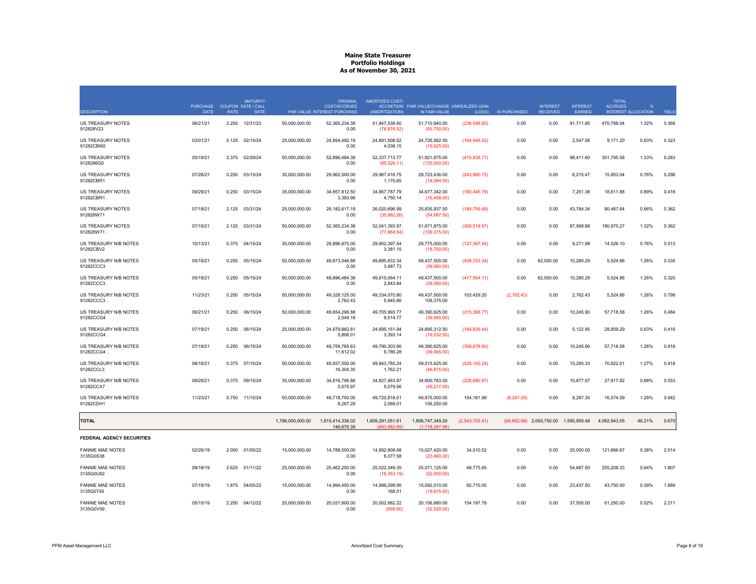# Maine State Treasurer
## Portfolio Holdings
### As of November 30, 2021

| DESCRIPTION | PURCHASE DATE | COUPON RATE | MATURITY DATE / CALL DATE | PAR VALUE | ORIGINAL COST/ACCRUED INTEREST PURCHASE | AMORTIZED COST/ ACCRETION (AMORTIZATION) | FAIR VALUE/CHANGE IN FAIR VALUE | UNREALIZED GAIN (LOSS) | AI PURCHASED | INTEREST RECEIVED | INTEREST EARNED | TOTAL ACCRUED INTEREST | % ALLOCATION | YIELD |
|---|---|---|---|---|---|---|---|---|---|---|---|---|---|---|
| US TREASURY NOTES 912828V23 | 06/21/21 | 2.250 | 12/31/23 | 50,000,000.00 | 52,365,234.38 / 0.00 | 51,947,538.60 / (76,876.52) | 51,710,940.00 / (93,750.00) | (236,598.60) | 0.00 | 0.00 | 91,711.95 | 470,788.04 | 1.32% | 0.366 |
| US TREASURY NOTES 91282CBM2 | 03/01/21 | 0.125 | 02/15/24 | 25,000,000.00 | 24,854,492.19 / 0.00 | 24,891,508.52 / 4,038.15 | 24,726,562.50 / (15,625.00) | (164,946.02) | 0.00 | 0.00 | 2,547.56 | 9,171.20 | 0.63% | 0.323 |
| US TREASURY NOTES 9128286G0 | 05/19/21 | 2.375 | 02/29/24 | 50,000,000.00 | 52,896,484.38 / 0.00 | 52,337,713.77 / (85,526.11) | 51,921,875.00 / (125,000.00) | (415,838.77) | 0.00 | 0.00 | 98,411.60 | 301,795.58 | 1.33% | 0.283 |
| US TREASURY NOTES 91282CBR1 | 07/28/21 | 0.250 | 03/15/24 | 30,000,000.00 | 29,962,500.00 / 0.00 | 29,967,416.75 / 1,170.65 | 29,723,436.00 / (14,064.00) | (243,980.75) | 0.00 | 0.00 | 6,215.47 | 15,953.04 | 0.76% | 0.298 |
| US TREASURY NOTES 91282CBR1 . | 09/29/21 | 0.250 | 03/15/24 | 35,000,000.00 | 34,857,812.50 / 3,383.98 | 34,867,787.79 / 4,750.14 | 34,677,342.00 / (16,408.00) | (190,445.79) | 0.00 | 0.00 | 7,251.38 | 18,611.88 | 0.89% | 0.416 |
| US TREASURY NOTES 912828W71 | 07/19/21 | 2.125 | 03/31/24 | 25,000,000.00 | 26,182,617.19 / 0.00 | 26,020,696.99 / (35,982.26) | 25,835,937.50 / (54,687.50) | (184,759.49) | 0.00 | 0.00 | 43,784.34 | 90,487.64 | 0.66% | 0.362 |
| US TREASURY NOTES 912828W71 . | 07/19/21 | 2.125 | 03/31/24 | 50,000,000.00 | 52,365,234.38 / 0.00 | 52,041,393.97 / (71,964.54) | 51,671,875.00 / (109,375.00) | (369,518.97) | 0.00 | 0.00 | 87,568.68 | 180,975.27 | 1.32% | 0.362 |
| US TREASURY N/B NOTES 91282CBV2 | 10/13/21 | 0.375 | 04/15/24 | 30,000,000.00 | 29,896,875.00 / 0.00 | 29,902,397.54 / 3,381.15 | 29,775,000.00 / (18,750.00) | (127,397.54) | 0.00 | 0.00 | 9,271.98 | 14,526.10 | 0.76% | 0.513 |
| US TREASURY N/B NOTES 91282CCC3 | 05/19/21 | 0.250 | 05/15/24 | 50,000,000.00 | 49,873,046.88 / 0.00 | 49,895,833.34 / 3,487.73 | 49,437,500.00 / (39,060.00) | (458,333.34) | 0.00 | 62,500.00 | 10,280.29 | 5,524.86 | 1.26% | 0.335 |
| US TREASURY N/B NOTES 91282CCC3 . | 05/19/21 | 0.250 | 05/15/24 | 50,000,000.00 | 49,896,484.38 / 0.00 | 49,915,064.11 / 2,843.84 | 49,437,500.00 / (39,060.00) | (477,564.11) | 0.00 | 62,500.00 | 10,280.29 | 5,524.86 | 1.26% | 0.320 |
| US TREASURY N/B NOTES 91282CCC3 .. | 11/23/21 | 0.250 | 05/15/24 | 50,000,000.00 | 49,328,125.00 / 2,762.43 | 49,334,070.80 / 5,945.80 | 49,437,500.00 / 109,375.00 | 103,429.20 | (2,762.43) | 0.00 | 2,762.43 | 5,524.86 | 1.26% | 0.799 |
| US TREASURY N/B NOTES 91282CCG4 | 06/21/21 | 0.250 | 06/15/24 | 50,000,000.00 | 49,654,296.88 / 2,049.18 | 49,705,993.77 / 9,514.77 | 49,390,625.00 / (39,065.00) | (315,368.77) | 0.00 | 0.00 | 10,245.90 | 57,718.58 | 1.26% | 0.484 |
| US TREASURY N/B NOTES 91282CCG4 . | 07/19/21 | 0.250 | 06/15/24 | 25,000,000.00 | 24,879,882.81 / 5,806.01 | 24,895,151.94 / 3,393.14 | 24,695,312.50 / (19,532.50) | (199,839.44) | 0.00 | 0.00 | 5,122.95 | 28,859.29 | 0.63% | 0.416 |
| US TREASURY N/B NOTES 91282CCG4 .. | 07/19/21 | 0.250 | 06/15/24 | 50,000,000.00 | 49,759,765.63 / 11,612.02 | 49,790,303.90 / 6,786.28 | 49,390,625.00 / (39,065.00) | (399,678.90) | 0.00 | 0.00 | 10,245.90 | 57,718.58 | 1.26% | 0.416 |
| US TREASURY N/B NOTES 91282CCL3 | 08/16/21 | 0.375 | 07/15/24 | 50,000,000.00 | 49,937,500.00 / 16,304.35 | 49,943,785.24 / 1,762.21 | 49,515,625.00 / (46,875.00) | (428,160.24) | 0.00 | 0.00 | 15,285.33 | 70,822.01 | 1.27% | 0.418 |
| US TREASURY N/B NOTES 91282CCX7 | 09/29/21 | 0.375 | 09/15/24 | 35,000,000.00 | 34,816,796.88 / 5,075.97 | 34,827,463.97 / 5,079.56 | 34,600,783.00 / (49,217.00) | (226,680.97) | 0.00 | 0.00 | 10,877.07 | 27,917.82 | 0.88% | 0.553 |
| US TREASURY N/B NOTES 91282CDH1 | 11/23/21 | 0.750 | 11/15/24 | 50,000,000.00 | 49,718,750.00 / 8,287.29 | 49,720,818.01 / 2,068.01 | 49,875,000.00 / 156,250.00 | 154,181.99 | (8,287.29) | 0.00 | 8,287.30 | 16,574.59 | 1.28% | 0.942 |
| **TOTAL** | | | | 1,796,000,000.00 | 1,815,414,336.02 / 146,670.39 | 1,809,291,051.61 / (693,982.65) | 1,806,747,349.20 / (1,718,287.96) | (2,543,702.41) | (68,662.99) | 2,093,750.00 | 1,595,955.48 | 4,082,943.05 | 46.21% | 0.670 |
| **FEDERAL AGENCY SECURITIES** | | | | | | | | | | | | | | |
| FANNIE MAE NOTES 3135G0S38 | 02/26/19 | 2.000 | 01/05/22 | 15,000,000.00 | 14,788,500.00 / 0.00 | 14,992,909.48 / 6,077.58 | 15,027,420.00 / (23,460.00) | 34,510.52 | 0.00 | 0.00 | 25,000.00 | 121,666.67 | 0.38% | 2.514 |
| FANNIE MAE NOTES 3135G0U92 | 09/16/19 | 2.625 | 01/11/22 | 25,000,000.00 | 25,462,250.00 / 0.00 | 25,022,349.35 / (16,353.19) | 25,071,125.00 / (52,000.00) | 48,775.65 | 0.00 | 0.00 | 54,687.50 | 255,208.33 | 0.64% | 1.807 |
| FANNIE MAE NOTES 3135G0T45 | 07/19/19 | 1.875 | 04/05/22 | 15,000,000.00 | 14,994,450.00 / 0.00 | 14,999,299.95 / 168.01 | 15,092,010.00 / (19,815.00) | 92,710.05 | 0.00 | 0.00 | 23,437.50 | 43,750.00 | 0.39% | 1.889 |
| FANNIE MAE NOTES 3135G0V59 . | 05/15/19 | 2.250 | 04/12/22 | 20,000,000.00 | 20,021,600.00 / 0.00 | 20,002,682.22 / (609.60) | 20,156,880.00 / (32,520.00) | 154,197.78 | 0.00 | 0.00 | 37,500.00 | 61,250.00 | 0.52% | 2.211 |

PFM Asset Management LLC — Amortized Cost Summary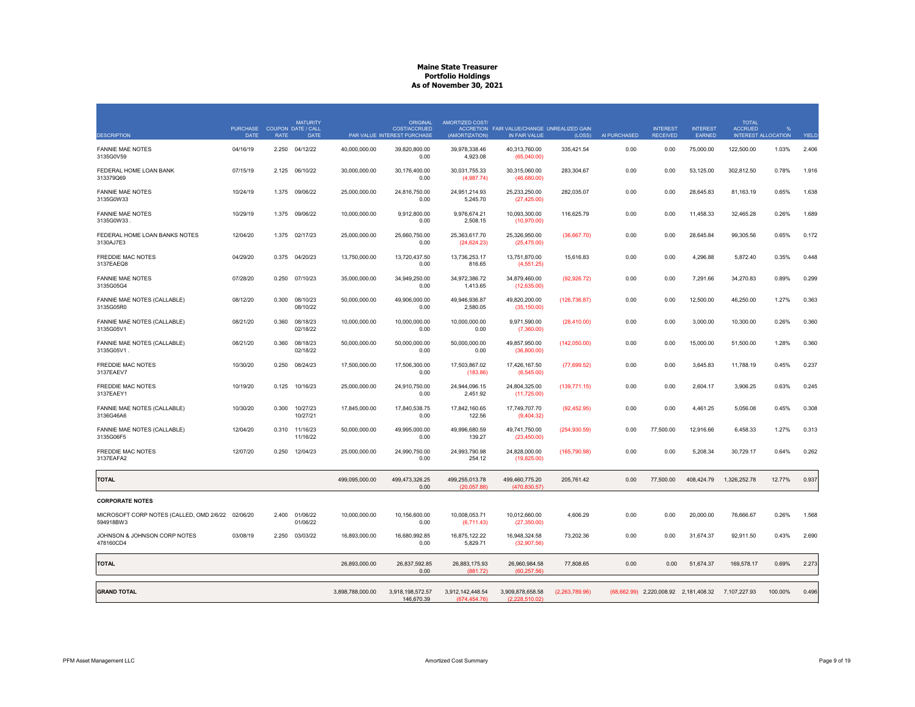# Maine State Treasurer
## Portfolio Holdings
### As of November 30, 2021

| DESCRIPTION | PURCHASE DATE | COUPON RATE | MATURITY DATE / CALL DATE | PAR VALUE | ORIGINAL COST/ACCRUED INTEREST PURCHASE | AMORTIZED COST/ ACCRETION (AMORTIZATION) | FAIR VALUE/CHANGE IN FAIR VALUE | UNREALIZED GAIN (LOSS) | AI PURCHASED | INTEREST RECEIVED | INTEREST EARNED | TOTAL ACCRUED INTEREST | % ALLOCATION | YIELD |
|---|---|---|---|---|---|---|---|---|---|---|---|---|---|---|
| FANNIE MAE NOTES 3135G0V59 | 04/16/19 | 2.250 | 04/12/22 | 40,000,000.00 | 39,820,800.00 0.00 | 39,978,338.46 4,923.08 | 40,313,760.00 (65,040.00) | 335,421.54 | 0.00 | 0.00 | 75,000.00 | 122,500.00 | 1.03% | 2.406 |
| FEDERAL HOME LOAN BANK 313379Q69 | 07/15/19 | 2.125 | 06/10/22 | 30,000,000.00 | 30,176,400.00 0.00 | 30,031,755.33 (4,987.74) | 30,315,060.00 (46,680.00) | 283,304.67 | 0.00 | 0.00 | 53,125.00 | 302,812.50 | 0.78% | 1.916 |
| FANNIE MAE NOTES 3135G0W33 | 10/24/19 | 1.375 | 09/06/22 | 25,000,000.00 | 24,816,750.00 0.00 | 24,951,214.93 5,245.70 | 25,233,250.00 (27,425.00) | 282,035.07 | 0.00 | 0.00 | 28,645.83 | 81,163.19 | 0.65% | 1.638 |
| FANNIE MAE NOTES 3135G0W33 . | 10/29/19 | 1.375 | 09/06/22 | 10,000,000.00 | 9,912,800.00 0.00 | 9,976,674.21 2,508.15 | 10,093,300.00 (10,970.00) | 116,625.79 | 0.00 | 0.00 | 11,458.33 | 32,465.28 | 0.26% | 1.689 |
| FEDERAL HOME LOAN BANKS NOTES 3130AJ7E3 | 12/04/20 | 1.375 | 02/17/23 | 25,000,000.00 | 25,660,750.00 0.00 | 25,363,617.70 (24,624.23) | 25,326,950.00 (25,475.00) | (36,667.70) | 0.00 | 0.00 | 28,645.84 | 99,305.56 | 0.65% | 0.172 |
| FREDDIE MAC NOTES 3137EAEQ8 | 04/29/20 | 0.375 | 04/20/23 | 13,750,000.00 | 13,720,437.50 0.00 | 13,736,253.17 816.65 | 13,751,870.00 (4,551.25) | 15,616.83 | 0.00 | 0.00 | 4,296.88 | 5,872.40 | 0.35% | 0.448 |
| FANNIE MAE NOTES 3135G05G4 | 07/28/20 | 0.250 | 07/10/23 | 35,000,000.00 | 34,949,250.00 0.00 | 34,972,386.72 1,413.65 | 34,879,460.00 (12,635.00) | (92,926.72) | 0.00 | 0.00 | 7,291.66 | 34,270.83 | 0.89% | 0.299 |
| FANNIE MAE NOTES (CALLABLE) 3135G05R0 | 08/12/20 | 0.300 | 08/10/23 08/10/22 | 50,000,000.00 | 49,906,000.00 0.00 | 49,946,936.87 2,580.05 | 49,820,200.00 (35,150.00) | (126,736.87) | 0.00 | 0.00 | 12,500.00 | 46,250.00 | 1.27% | 0.363 |
| FANNIE MAE NOTES (CALLABLE) 3135G05V1 | 08/21/20 | 0.360 | 08/18/23 02/18/22 | 10,000,000.00 | 10,000,000.00 0.00 | 10,000,000.00 0.00 | 9,971,590.00 (7,360.00) | (28,410.00) | 0.00 | 0.00 | 3,000.00 | 10,300.00 | 0.26% | 0.360 |
| FANNIE MAE NOTES (CALLABLE) 3135G05V1 . | 08/21/20 | 0.360 | 08/18/23 02/18/22 | 50,000,000.00 | 50,000,000.00 0.00 | 50,000,000.00 0.00 | 49,857,950.00 (36,800.00) | (142,050.00) | 0.00 | 0.00 | 15,000.00 | 51,500.00 | 1.28% | 0.360 |
| FREDDIE MAC NOTES 3137EAEV7 | 10/30/20 | 0.250 | 08/24/23 | 17,500,000.00 | 17,506,300.00 0.00 | 17,503,867.02 (183.86) | 17,426,167.50 (6,545.00) | (77,699.52) | 0.00 | 0.00 | 3,645.83 | 11,788.19 | 0.45% | 0.237 |
| FREDDIE MAC NOTES 3137EAEY1 | 10/19/20 | 0.125 | 10/16/23 | 25,000,000.00 | 24,910,750.00 0.00 | 24,944,096.15 2,451.92 | 24,804,325.00 (11,725.00) | (139,771.15) | 0.00 | 0.00 | 2,604.17 | 3,906.25 | 0.63% | 0.245 |
| FANNIE MAE NOTES (CALLABLE) 3136G46A6 | 10/30/20 | 0.300 | 10/27/23 10/27/21 | 17,845,000.00 | 17,840,538.75 0.00 | 17,842,160.65 122.56 | 17,749,707.70 (9,404.32) | (92,452.95) | 0.00 | 0.00 | 4,461.25 | 5,056.08 | 0.45% | 0.308 |
| FANNIE MAE NOTES (CALLABLE) 3135G06F5 | 12/04/20 | 0.310 | 11/16/23 11/16/22 | 50,000,000.00 | 49,995,000.00 0.00 | 49,996,680.59 139.27 | 49,741,750.00 (23,450.00) | (254,930.59) | 0.00 | 77,500.00 | 12,916.66 | 6,458.33 | 1.27% | 0.313 |
| FREDDIE MAC NOTES 3137EAFA2 | 12/07/20 | 0.250 | 12/04/23 | 25,000,000.00 | 24,990,750.00 0.00 | 24,993,790.98 254.12 | 24,828,000.00 (19,825.00) | (165,790.98) | 0.00 | 0.00 | 5,208.34 | 30,729.17 | 0.64% | 0.262 |
| **TOTAL** | | | | 499,095,000.00 | 499,473,326.25 0.00 | 499,255,013.78 (20,057.88) | 499,460,775.20 (470,830.57) | 205,761.42 | 0.00 | 77,500.00 | 408,424.79 | 1,326,252.78 | 12.77% | 0.937 |
| **CORPORATE NOTES** | | | | | | | | | | | | | | |
| MICROSOFT CORP NOTES (CALLED, OMD 2/6/22 594918BW3 | 02/06/20 | 2.400 | 01/06/22 01/06/22 | 10,000,000.00 | 10,156,600.00 0.00 | 10,008,053.71 (6,711.43) | 10,012,660.00 (27,350.00) | 4,606.29 | 0.00 | 0.00 | 20,000.00 | 76,666.67 | 0.26% | 1.568 |
| JOHNSON & JOHNSON CORP NOTES 478160CD4 | 03/08/19 | 2.250 | 03/03/22 | 16,893,000.00 | 16,680,992.85 0.00 | 16,875,122.22 5,829.71 | 16,948,324.58 (32,907.56) | 73,202.36 | 0.00 | 0.00 | 31,674.37 | 92,911.50 | 0.43% | 2.690 |
| **TOTAL** | | | | 26,893,000.00 | 26,837,592.85 0.00 | 26,883,175.93 (881.72) | 26,960,984.58 (60,257.56) | 77,808.65 | 0.00 | 0.00 | 51,674.37 | 169,578.17 | 0.69% | 2.273 |
| **GRAND TOTAL** | | | | 3,898,788,000.00 | 3,918,198,572.57 146,670.39 | 3,912,142,448.54 (674,454.76) | 3,909,878,658.58 (2,228,510.02) | (2,263,789.96) | (68,662.99) | 2,220,008.92 | 2,181,408.32 | 7,107,227.93 | 100.00% | 0.496 |

PFM Asset Management LLC — Amortized Cost Summary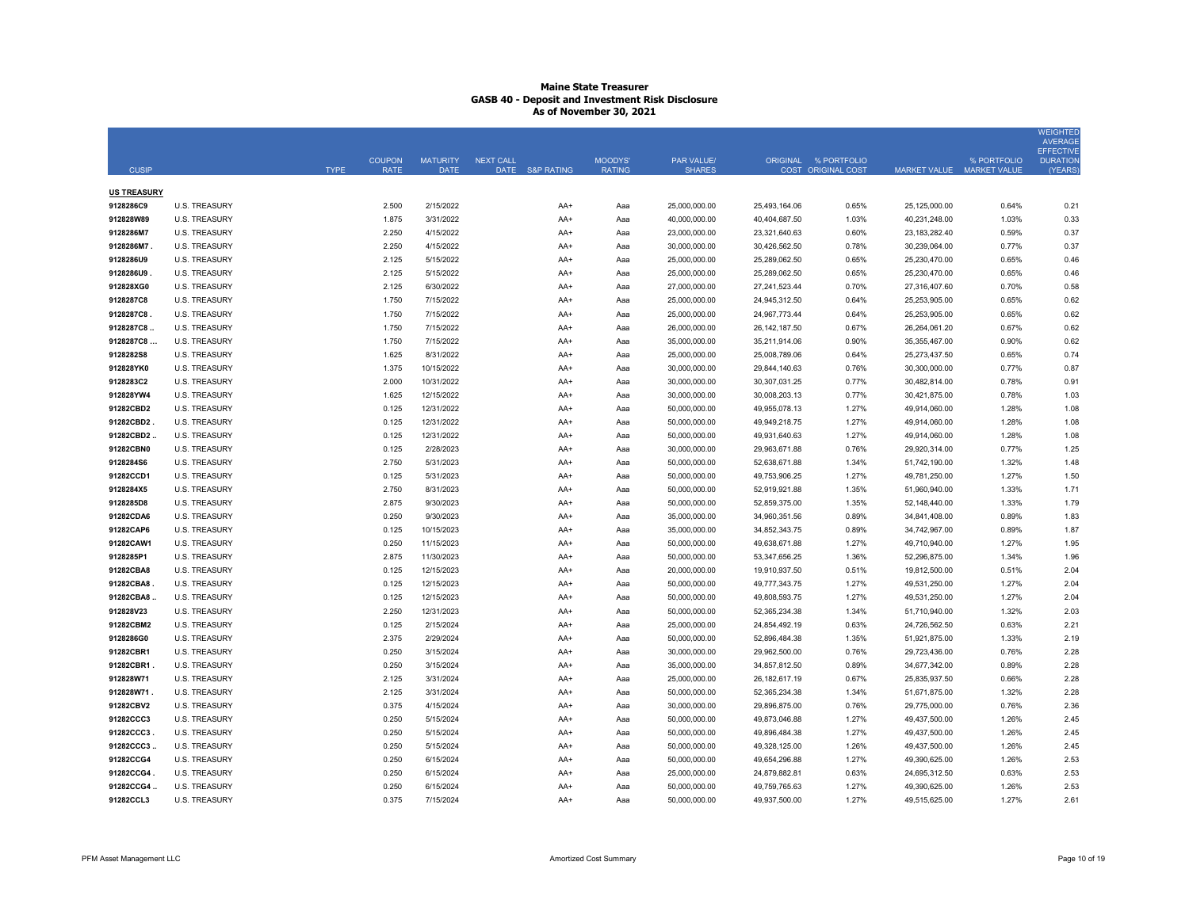# Maine State Treasurer
## GASB 40 - Deposit and Investment Risk Disclosure
### As of November 30, 2021

| CUSIP | | TYPE | COUPON RATE | MATURITY DATE | NEXT CALL DATE | S&P RATING | MOODYS' RATING | PAR VALUE/ SHARES | ORIGINAL COST | % PORTFOLIO ORIGINAL COST | MARKET VALUE | % PORTFOLIO MARKET VALUE | WEIGHTED AVERAGE EFFECTIVE DURATION (YEARS) |
|---|---|---|---|---|---|---|---|---|---|---|---|---|---|
| **US TREASURY** | | | | | | | | | | | | | |
| 9128286C9 | U.S. TREASURY | | 2.500 | 2/15/2022 | | AA+ | Aaa | 25,000,000.00 | 25,493,164.06 | 0.65% | 25,125,000.00 | 0.64% | 0.21 |
| 912828W89 | U.S. TREASURY | | 1.875 | 3/31/2022 | | AA+ | Aaa | 40,000,000.00 | 40,404,687.50 | 1.03% | 40,231,248.00 | 1.03% | 0.33 |
| 9128286M7 | U.S. TREASURY | | 2.250 | 4/15/2022 | | AA+ | Aaa | 23,000,000.00 | 23,321,640.63 | 0.60% | 23,183,282.40 | 0.59% | 0.37 |
| 9128286M7 . | U.S. TREASURY | | 2.250 | 4/15/2022 | | AA+ | Aaa | 30,000,000.00 | 30,426,562.50 | 0.78% | 30,239,064.00 | 0.77% | 0.37 |
| 9128286U9 | U.S. TREASURY | | 2.125 | 5/15/2022 | | AA+ | Aaa | 25,000,000.00 | 25,289,062.50 | 0.65% | 25,230,470.00 | 0.65% | 0.46 |
| 9128286U9 . | U.S. TREASURY | | 2.125 | 5/15/2022 | | AA+ | Aaa | 25,000,000.00 | 25,289,062.50 | 0.65% | 25,230,470.00 | 0.65% | 0.46 |
| 912828XG0 | U.S. TREASURY | | 2.125 | 6/30/2022 | | AA+ | Aaa | 27,000,000.00 | 27,241,523.44 | 0.70% | 27,316,407.60 | 0.70% | 0.58 |
| 9128287C8 | U.S. TREASURY | | 1.750 | 7/15/2022 | | AA+ | Aaa | 25,000,000.00 | 24,945,312.50 | 0.64% | 25,253,905.00 | 0.65% | 0.62 |
| 9128287C8 . | U.S. TREASURY | | 1.750 | 7/15/2022 | | AA+ | Aaa | 25,000,000.00 | 24,967,773.44 | 0.64% | 25,253,905.00 | 0.65% | 0.62 |
| 9128287C8 .. | U.S. TREASURY | | 1.750 | 7/15/2022 | | AA+ | Aaa | 26,000,000.00 | 26,142,187.50 | 0.67% | 26,264,061.20 | 0.67% | 0.62 |
| 9128287C8 ... | U.S. TREASURY | | 1.750 | 7/15/2022 | | AA+ | Aaa | 35,000,000.00 | 35,211,914.06 | 0.90% | 35,355,467.00 | 0.90% | 0.62 |
| 9128282S8 | U.S. TREASURY | | 1.625 | 8/31/2022 | | AA+ | Aaa | 25,000,000.00 | 25,008,789.06 | 0.64% | 25,273,437.50 | 0.65% | 0.74 |
| 912828YK0 | U.S. TREASURY | | 1.375 | 10/15/2022 | | AA+ | Aaa | 30,000,000.00 | 29,844,140.63 | 0.76% | 30,300,000.00 | 0.77% | 0.87 |
| 9128283C2 | U.S. TREASURY | | 2.000 | 10/31/2022 | | AA+ | Aaa | 30,000,000.00 | 30,307,031.25 | 0.77% | 30,482,814.00 | 0.78% | 0.91 |
| 912828YW4 | U.S. TREASURY | | 1.625 | 12/15/2022 | | AA+ | Aaa | 30,000,000.00 | 30,008,203.13 | 0.77% | 30,421,875.00 | 0.78% | 1.03 |
| 91282CBD2 | U.S. TREASURY | | 0.125 | 12/31/2022 | | AA+ | Aaa | 50,000,000.00 | 49,955,078.13 | 1.27% | 49,914,060.00 | 1.28% | 1.08 |
| 91282CBD2 . | U.S. TREASURY | | 0.125 | 12/31/2022 | | AA+ | Aaa | 50,000,000.00 | 49,949,218.75 | 1.27% | 49,914,060.00 | 1.28% | 1.08 |
| 91282CBD2 .. | U.S. TREASURY | | 0.125 | 12/31/2022 | | AA+ | Aaa | 50,000,000.00 | 49,931,640.63 | 1.27% | 49,914,060.00 | 1.28% | 1.08 |
| 91282CBN0 | U.S. TREASURY | | 0.125 | 2/28/2023 | | AA+ | Aaa | 30,000,000.00 | 29,963,671.88 | 0.76% | 29,920,314.00 | 0.77% | 1.25 |
| 9128284S6 | U.S. TREASURY | | 2.750 | 5/31/2023 | | AA+ | Aaa | 50,000,000.00 | 52,638,671.88 | 1.34% | 51,742,190.00 | 1.32% | 1.48 |
| 91282CCD1 | U.S. TREASURY | | 0.125 | 5/31/2023 | | AA+ | Aaa | 50,000,000.00 | 49,753,906.25 | 1.27% | 49,781,250.00 | 1.27% | 1.50 |
| 9128284X5 | U.S. TREASURY | | 2.750 | 8/31/2023 | | AA+ | Aaa | 50,000,000.00 | 52,919,921.88 | 1.35% | 51,960,940.00 | 1.33% | 1.71 |
| 9128285D8 | U.S. TREASURY | | 2.875 | 9/30/2023 | | AA+ | Aaa | 50,000,000.00 | 52,859,375.00 | 1.35% | 52,148,440.00 | 1.33% | 1.79 |
| 91282CDA6 | U.S. TREASURY | | 0.250 | 9/30/2023 | | AA+ | Aaa | 35,000,000.00 | 34,960,351.56 | 0.89% | 34,841,408.00 | 0.89% | 1.83 |
| 91282CAP6 | U.S. TREASURY | | 0.125 | 10/15/2023 | | AA+ | Aaa | 35,000,000.00 | 34,852,343.75 | 0.89% | 34,742,967.00 | 0.89% | 1.87 |
| 91282CAW1 | U.S. TREASURY | | 0.250 | 11/15/2023 | | AA+ | Aaa | 50,000,000.00 | 49,638,671.88 | 1.27% | 49,710,940.00 | 1.27% | 1.95 |
| 9128285P1 | U.S. TREASURY | | 2.875 | 11/30/2023 | | AA+ | Aaa | 50,000,000.00 | 53,347,656.25 | 1.36% | 52,296,875.00 | 1.34% | 1.96 |
| 91282CBA8 | U.S. TREASURY | | 0.125 | 12/15/2023 | | AA+ | Aaa | 20,000,000.00 | 19,910,937.50 | 0.51% | 19,812,500.00 | 0.51% | 2.04 |
| 91282CBA8 . | U.S. TREASURY | | 0.125 | 12/15/2023 | | AA+ | Aaa | 50,000,000.00 | 49,777,343.75 | 1.27% | 49,531,250.00 | 1.27% | 2.04 |
| 91282CBA8 .. | U.S. TREASURY | | 0.125 | 12/15/2023 | | AA+ | Aaa | 50,000,000.00 | 49,808,593.75 | 1.27% | 49,531,250.00 | 1.27% | 2.04 |
| 912828V23 | U.S. TREASURY | | 2.250 | 12/31/2023 | | AA+ | Aaa | 50,000,000.00 | 52,365,234.38 | 1.34% | 51,710,940.00 | 1.32% | 2.03 |
| 91282CBM2 | U.S. TREASURY | | 0.125 | 2/15/2024 | | AA+ | Aaa | 25,000,000.00 | 24,854,492.19 | 0.63% | 24,726,562.50 | 0.63% | 2.21 |
| 9128286G0 | U.S. TREASURY | | 2.375 | 2/29/2024 | | AA+ | Aaa | 50,000,000.00 | 52,896,484.38 | 1.35% | 51,921,875.00 | 1.33% | 2.19 |
| 91282CBR1 | U.S. TREASURY | | 0.250 | 3/15/2024 | | AA+ | Aaa | 30,000,000.00 | 29,962,500.00 | 0.76% | 29,723,436.00 | 0.76% | 2.28 |
| 91282CBR1 . | U.S. TREASURY | | 0.250 | 3/15/2024 | | AA+ | Aaa | 35,000,000.00 | 34,857,812.50 | 0.89% | 34,677,342.00 | 0.89% | 2.28 |
| 912828W71 | U.S. TREASURY | | 2.125 | 3/31/2024 | | AA+ | Aaa | 25,000,000.00 | 26,182,617.19 | 0.67% | 25,835,937.50 | 0.66% | 2.28 |
| 912828W71 . | U.S. TREASURY | | 2.125 | 3/31/2024 | | AA+ | Aaa | 50,000,000.00 | 52,365,234.38 | 1.34% | 51,671,875.00 | 1.32% | 2.28 |
| 91282CBV2 | U.S. TREASURY | | 0.375 | 4/15/2024 | | AA+ | Aaa | 30,000,000.00 | 29,896,875.00 | 0.76% | 29,775,000.00 | 0.76% | 2.36 |
| 91282CCC3 | U.S. TREASURY | | 0.250 | 5/15/2024 | | AA+ | Aaa | 50,000,000.00 | 49,873,046.88 | 1.27% | 49,437,500.00 | 1.26% | 2.45 |
| 91282CCC3 . | U.S. TREASURY | | 0.250 | 5/15/2024 | | AA+ | Aaa | 50,000,000.00 | 49,896,484.38 | 1.27% | 49,437,500.00 | 1.26% | 2.45 |
| 91282CCC3 .. | U.S. TREASURY | | 0.250 | 5/15/2024 | | AA+ | Aaa | 50,000,000.00 | 49,328,125.00 | 1.26% | 49,437,500.00 | 1.26% | 2.45 |
| 91282CCG4 | U.S. TREASURY | | 0.250 | 6/15/2024 | | AA+ | Aaa | 50,000,000.00 | 49,654,296.88 | 1.27% | 49,390,625.00 | 1.26% | 2.53 |
| 91282CCG4 . | U.S. TREASURY | | 0.250 | 6/15/2024 | | AA+ | Aaa | 25,000,000.00 | 24,879,882.81 | 0.63% | 24,695,312.50 | 0.63% | 2.53 |
| 91282CCG4 .. | U.S. TREASURY | | 0.250 | 6/15/2024 | | AA+ | Aaa | 50,000,000.00 | 49,759,765.63 | 1.27% | 49,390,625.00 | 1.26% | 2.53 |
| 91282CCL3 | U.S. TREASURY | | 0.375 | 7/15/2024 | | AA+ | Aaa | 50,000,000.00 | 49,937,500.00 | 1.27% | 49,515,625.00 | 1.27% | 2.61 |

PFM Asset Management LLC — Amortized Cost Summary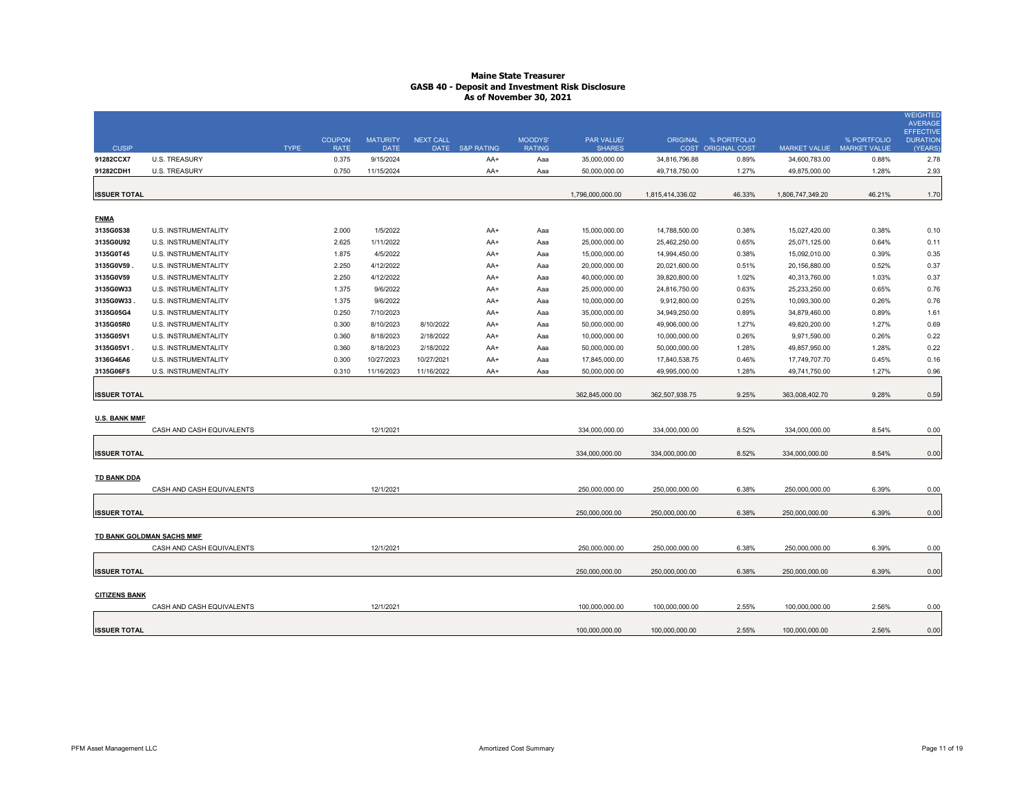# Maine State Treasurer
## GASB 40 - Deposit and Investment Risk Disclosure
### As of November 30, 2021

| CUSIP | | TYPE | COUPON RATE | MATURITY DATE | NEXT CALL DATE | S&P RATING | MOODYS' RATING | PAR VALUE/ SHARES | ORIGINAL COST | % PORTFOLIO ORIGINAL COST | MARKET VALUE | % PORTFOLIO MARKET VALUE | WEIGHTED AVERAGE EFFECTIVE DURATION (YEARS) |
|---|---|---|---|---|---|---|---|---|---|---|---|---|---|
| 91282CCX7 | U.S. TREASURY | | 0.375 | 9/15/2024 | | AA+ | Aaa | 35,000,000.00 | 34,816,796.88 | 0.89% | 34,600,783.00 | 0.88% | 2.78 |
| 91282CDH1 | U.S. TREASURY | | 0.750 | 11/15/2024 | | AA+ | Aaa | 50,000,000.00 | 49,718,750.00 | 1.27% | 49,875,000.00 | 1.28% | 2.93 |
| **ISSUER TOTAL** | | | | | | | | 1,796,000,000.00 | 1,815,414,336.02 | 46.33% | 1,806,747,349.20 | 46.21% | 1.70 |
| **FNMA** | | | | | | | | | | | | | |
| 3135G0S38 | U.S. INSTRUMENTALITY | | 2.000 | 1/5/2022 | | AA+ | Aaa | 15,000,000.00 | 14,788,500.00 | 0.38% | 15,027,420.00 | 0.38% | 0.10 |
| 3135G0U92 | U.S. INSTRUMENTALITY | | 2.625 | 1/11/2022 | | AA+ | Aaa | 25,000,000.00 | 25,462,250.00 | 0.65% | 25,071,125.00 | 0.64% | 0.11 |
| 3135G0T45 | U.S. INSTRUMENTALITY | | 1.875 | 4/5/2022 | | AA+ | Aaa | 15,000,000.00 | 14,994,450.00 | 0.38% | 15,092,010.00 | 0.39% | 0.35 |
| 3135G0V59 . | U.S. INSTRUMENTALITY | | 2.250 | 4/12/2022 | | AA+ | Aaa | 20,000,000.00 | 20,021,600.00 | 0.51% | 20,156,880.00 | 0.52% | 0.37 |
| 3135G0V59 | U.S. INSTRUMENTALITY | | 2.250 | 4/12/2022 | | AA+ | Aaa | 40,000,000.00 | 39,820,800.00 | 1.02% | 40,313,760.00 | 1.03% | 0.37 |
| 3135G0W33 | U.S. INSTRUMENTALITY | | 1.375 | 9/6/2022 | | AA+ | Aaa | 25,000,000.00 | 24,816,750.00 | 0.63% | 25,233,250.00 | 0.65% | 0.76 |
| 3135G0W33 . | U.S. INSTRUMENTALITY | | 1.375 | 9/6/2022 | | AA+ | Aaa | 10,000,000.00 | 9,912,800.00 | 0.25% | 10,093,300.00 | 0.26% | 0.76 |
| 3135G05G4 | U.S. INSTRUMENTALITY | | 0.250 | 7/10/2023 | | AA+ | Aaa | 35,000,000.00 | 34,949,250.00 | 0.89% | 34,879,460.00 | 0.89% | 1.61 |
| 3135G05R0 | U.S. INSTRUMENTALITY | | 0.300 | 8/10/2023 | 8/10/2022 | AA+ | Aaa | 50,000,000.00 | 49,906,000.00 | 1.27% | 49,820,200.00 | 1.27% | 0.69 |
| 3135G05V1 | U.S. INSTRUMENTALITY | | 0.360 | 8/18/2023 | 2/18/2022 | AA+ | Aaa | 10,000,000.00 | 10,000,000.00 | 0.26% | 9,971,590.00 | 0.26% | 0.22 |
| 3135G05V1 . | U.S. INSTRUMENTALITY | | 0.360 | 8/18/2023 | 2/18/2022 | AA+ | Aaa | 50,000,000.00 | 50,000,000.00 | 1.28% | 49,857,950.00 | 1.28% | 0.22 |
| 3136G46A6 | U.S. INSTRUMENTALITY | | 0.300 | 10/27/2023 | 10/27/2021 | AA+ | Aaa | 17,845,000.00 | 17,840,538.75 | 0.46% | 17,749,707.70 | 0.45% | 0.16 |
| 3135G06F5 | U.S. INSTRUMENTALITY | | 0.310 | 11/16/2023 | 11/16/2022 | AA+ | Aaa | 50,000,000.00 | 49,995,000.00 | 1.28% | 49,741,750.00 | 1.27% | 0.96 |
| **ISSUER TOTAL** | | | | | | | | 362,845,000.00 | 362,507,938.75 | 9.25% | 363,008,402.70 | 9.28% | 0.59 |
| **U.S. BANK MMF** | | | | | | | | | | | | | |
| | CASH AND CASH EQUIVALENTS | | | 12/1/2021 | | | | 334,000,000.00 | 334,000,000.00 | 8.52% | 334,000,000.00 | 8.54% | 0.00 |
| **ISSUER TOTAL** | | | | | | | | 334,000,000.00 | 334,000,000.00 | 8.52% | 334,000,000.00 | 8.54% | 0.00 |
| **TD BANK DDA** | | | | | | | | | | | | | |
| | CASH AND CASH EQUIVALENTS | | | 12/1/2021 | | | | 250,000,000.00 | 250,000,000.00 | 6.38% | 250,000,000.00 | 6.39% | 0.00 |
| **ISSUER TOTAL** | | | | | | | | 250,000,000.00 | 250,000,000.00 | 6.38% | 250,000,000.00 | 6.39% | 0.00 |
| **TD BANK GOLDMAN SACHS MMF** | | | | | | | | | | | | | |
| | CASH AND CASH EQUIVALENTS | | | 12/1/2021 | | | | 250,000,000.00 | 250,000,000.00 | 6.38% | 250,000,000.00 | 6.39% | 0.00 |
| **ISSUER TOTAL** | | | | | | | | 250,000,000.00 | 250,000,000.00 | 6.38% | 250,000,000.00 | 6.39% | 0.00 |
| **CITIZENS BANK** | | | | | | | | | | | | | |
| | CASH AND CASH EQUIVALENTS | | | 12/1/2021 | | | | 100,000,000.00 | 100,000,000.00 | 2.55% | 100,000,000.00 | 2.56% | 0.00 |
| **ISSUER TOTAL** | | | | | | | | 100,000,000.00 | 100,000,000.00 | 2.55% | 100,000,000.00 | 2.56% | 0.00 |

PFM Asset Management LLC — Amortized Cost Summary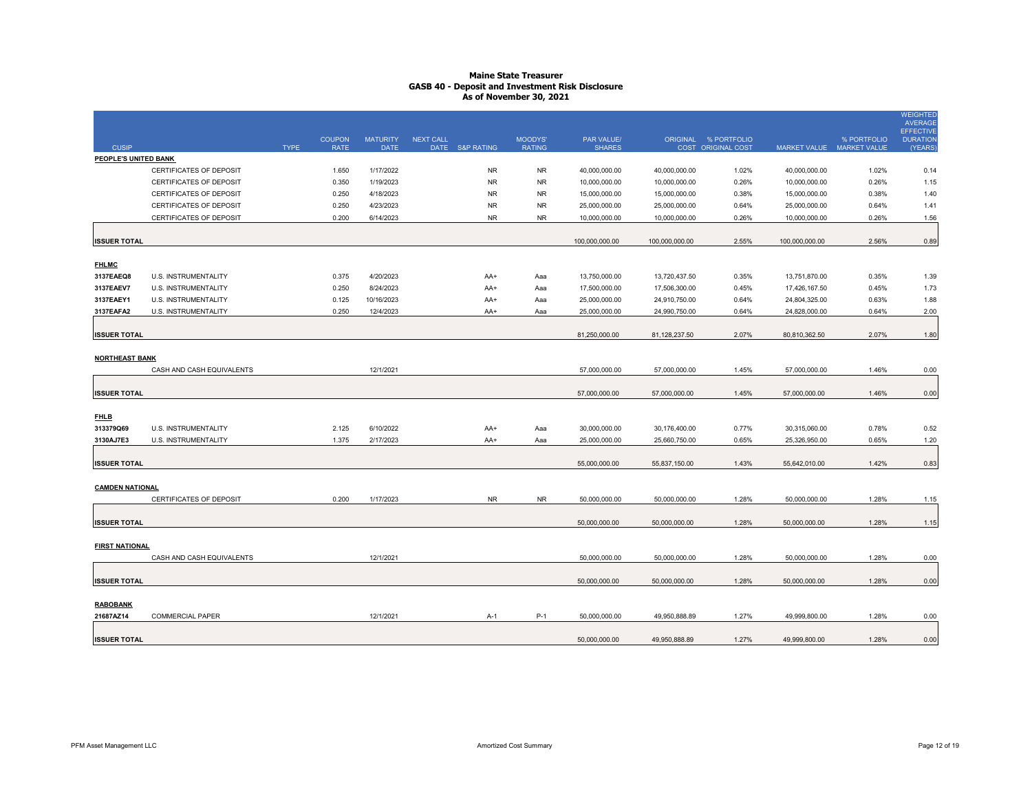# Maine State Treasurer
## GASB 40 - Deposit and Investment Risk Disclosure
### As of November 30, 2021

| CUSIP | | TYPE | COUPON RATE | MATURITY DATE | NEXT CALL DATE | S&P RATING | MOODYS' RATING | PAR VALUE/ SHARES | ORIGINAL COST | % PORTFOLIO ORIGINAL COST | MARKET VALUE | % PORTFOLIO MARKET VALUE | WEIGHTED AVERAGE EFFECTIVE DURATION (YEARS) |
|---|---|---|---|---|---|---|---|---|---|---|---|---|---|
| **PEOPLE'S UNITED BANK** | | | | | | | | | | | | | |
| | CERTIFICATES OF DEPOSIT | | 1.650 | 1/17/2022 | | NR | NR | 40,000,000.00 | 40,000,000.00 | 1.02% | 40,000,000.00 | 1.02% | 0.14 |
| | CERTIFICATES OF DEPOSIT | | 0.350 | 1/19/2023 | | NR | NR | 10,000,000.00 | 10,000,000.00 | 0.26% | 10,000,000.00 | 0.26% | 1.15 |
| | CERTIFICATES OF DEPOSIT | | 0.250 | 4/18/2023 | | NR | NR | 15,000,000.00 | 15,000,000.00 | 0.38% | 15,000,000.00 | 0.38% | 1.40 |
| | CERTIFICATES OF DEPOSIT | | 0.250 | 4/23/2023 | | NR | NR | 25,000,000.00 | 25,000,000.00 | 0.64% | 25,000,000.00 | 0.64% | 1.41 |
| | CERTIFICATES OF DEPOSIT | | 0.200 | 6/14/2023 | | NR | NR | 10,000,000.00 | 10,000,000.00 | 0.26% | 10,000,000.00 | 0.26% | 1.56 |
| **ISSUER TOTAL** | | | | | | | | 100,000,000.00 | 100,000,000.00 | 2.55% | 100,000,000.00 | 2.56% | 0.89 |
| **FHLMC** | | | | | | | | | | | | | |
| 3137EAEQ8 | U.S. INSTRUMENTALITY | | 0.375 | 4/20/2023 | | AA+ | Aaa | 13,750,000.00 | 13,720,437.50 | 0.35% | 13,751,870.00 | 0.35% | 1.39 |
| 3137EAEV7 | U.S. INSTRUMENTALITY | | 0.250 | 8/24/2023 | | AA+ | Aaa | 17,500,000.00 | 17,506,300.00 | 0.45% | 17,426,167.50 | 0.45% | 1.73 |
| 3137EAEY1 | U.S. INSTRUMENTALITY | | 0.125 | 10/16/2023 | | AA+ | Aaa | 25,000,000.00 | 24,910,750.00 | 0.64% | 24,804,325.00 | 0.63% | 1.88 |
| 3137EAFA2 | U.S. INSTRUMENTALITY | | 0.250 | 12/4/2023 | | AA+ | Aaa | 25,000,000.00 | 24,990,750.00 | 0.64% | 24,828,000.00 | 0.64% | 2.00 |
| **ISSUER TOTAL** | | | | | | | | 81,250,000.00 | 81,128,237.50 | 2.07% | 80,810,362.50 | 2.07% | 1.80 |
| **NORTHEAST BANK** | | | | | | | | | | | | | |
| | CASH AND CASH EQUIVALENTS | | | 12/1/2021 | | | | 57,000,000.00 | 57,000,000.00 | 1.45% | 57,000,000.00 | 1.46% | 0.00 |
| **ISSUER TOTAL** | | | | | | | | 57,000,000.00 | 57,000,000.00 | 1.45% | 57,000,000.00 | 1.46% | 0.00 |
| **FHLB** | | | | | | | | | | | | | |
| 313379Q69 | U.S. INSTRUMENTALITY | | 2.125 | 6/10/2022 | | AA+ | Aaa | 30,000,000.00 | 30,176,400.00 | 0.77% | 30,315,060.00 | 0.78% | 0.52 |
| 3130AJ7E3 | U.S. INSTRUMENTALITY | | 1.375 | 2/17/2023 | | AA+ | Aaa | 25,000,000.00 | 25,660,750.00 | 0.65% | 25,326,950.00 | 0.65% | 1.20 |
| **ISSUER TOTAL** | | | | | | | | 55,000,000.00 | 55,837,150.00 | 1.43% | 55,642,010.00 | 1.42% | 0.83 |
| **CAMDEN NATIONAL** | | | | | | | | | | | | | |
| | CERTIFICATES OF DEPOSIT | | 0.200 | 1/17/2023 | | NR | NR | 50,000,000.00 | 50,000,000.00 | 1.28% | 50,000,000.00 | 1.28% | 1.15 |
| **ISSUER TOTAL** | | | | | | | | 50,000,000.00 | 50,000,000.00 | 1.28% | 50,000,000.00 | 1.28% | 1.15 |
| **FIRST NATIONAL** | | | | | | | | | | | | | |
| | CASH AND CASH EQUIVALENTS | | | 12/1/2021 | | | | 50,000,000.00 | 50,000,000.00 | 1.28% | 50,000,000.00 | 1.28% | 0.00 |
| **ISSUER TOTAL** | | | | | | | | 50,000,000.00 | 50,000,000.00 | 1.28% | 50,000,000.00 | 1.28% | 0.00 |
| **RABOBANK** | | | | | | | | | | | | | |
| 21687AZ14 | COMMERCIAL PAPER | | | 12/1/2021 | | A-1 | P-1 | 50,000,000.00 | 49,950,888.89 | 1.27% | 49,999,800.00 | 1.28% | 0.00 |
| **ISSUER TOTAL** | | | | | | | | 50,000,000.00 | 49,950,888.89 | 1.27% | 49,999,800.00 | 1.28% | 0.00 |

PFM Asset Management LLC — Amortized Cost Summary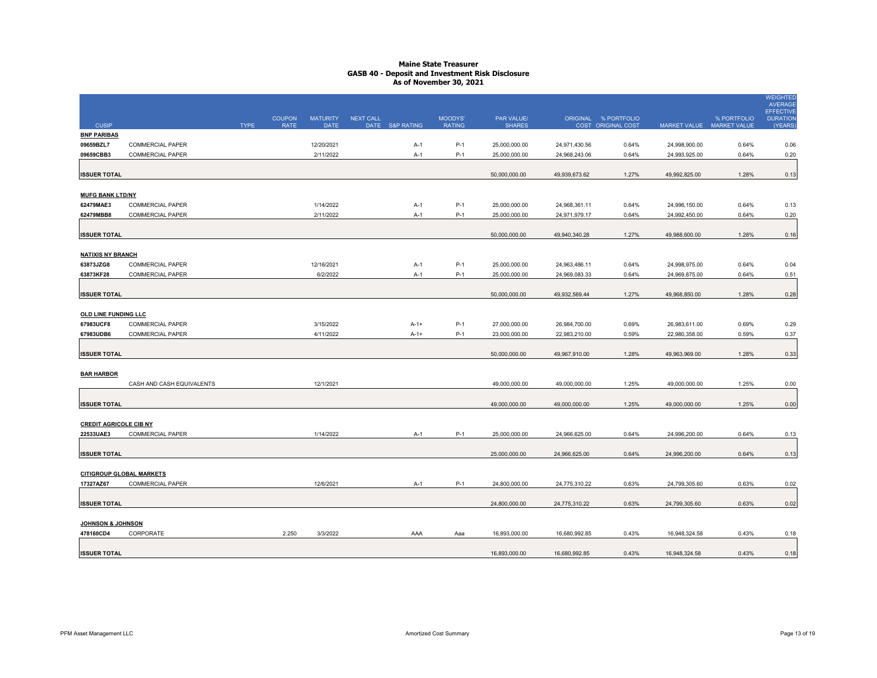# Maine State Treasurer
## GASB 40 - Deposit and Investment Risk Disclosure
### As of November 30, 2021

| CUSIP | | TYPE | COUPON RATE | MATURITY DATE | NEXT CALL DATE | S&P RATING | MOODYS' RATING | PAR VALUE/ SHARES | ORIGINAL COST | % PORTFOLIO ORIGINAL COST | MARKET VALUE | % PORTFOLIO MARKET VALUE | WEIGHTED AVERAGE EFFECTIVE DURATION (YEARS) |
|---|---|---|---|---|---|---|---|---|---|---|---|---|---|
| **BNP PARIBAS** | | | | | | | | | | | | | |
| **09659BZL7** | COMMERCIAL PAPER | | | 12/20/2021 | | A-1 | P-1 | 25,000,000.00 | 24,971,430.56 | 0.64% | 24,998,900.00 | 0.64% | 0.06 |
| **09659CBB3** | COMMERCIAL PAPER | | | 2/11/2022 | | A-1 | P-1 | 25,000,000.00 | 24,968,243.06 | 0.64% | 24,993,925.00 | 0.64% | 0.20 |
| **ISSUER TOTAL** | | | | | | | | 50,000,000.00 | 49,939,673.62 | 1.27% | 49,992,825.00 | 1.28% | 0.13 |
| **MUFG BANK LTD/NY** | | | | | | | | | | | | | |
| **62479MAE3** | COMMERCIAL PAPER | | | 1/14/2022 | | A-1 | P-1 | 25,000,000.00 | 24,968,361.11 | 0.64% | 24,996,150.00 | 0.64% | 0.13 |
| **62479MBB8** | COMMERCIAL PAPER | | | 2/11/2022 | | A-1 | P-1 | 25,000,000.00 | 24,971,979.17 | 0.64% | 24,992,450.00 | 0.64% | 0.20 |
| **ISSUER TOTAL** | | | | | | | | 50,000,000.00 | 49,940,340.28 | 1.27% | 49,988,600.00 | 1.28% | 0.16 |
| **NATIXIS NY BRANCH** | | | | | | | | | | | | | |
| **63873JZG8** | COMMERCIAL PAPER | | | 12/16/2021 | | A-1 | P-1 | 25,000,000.00 | 24,963,486.11 | 0.64% | 24,998,975.00 | 0.64% | 0.04 |
| **63873KF28** | COMMERCIAL PAPER | | | 6/2/2022 | | A-1 | P-1 | 25,000,000.00 | 24,969,083.33 | 0.64% | 24,969,875.00 | 0.64% | 0.51 |
| **ISSUER TOTAL** | | | | | | | | 50,000,000.00 | 49,932,569.44 | 1.27% | 49,968,850.00 | 1.28% | 0.28 |
| **OLD LINE FUNDING LLC** | | | | | | | | | | | | | |
| **67983UCF8** | COMMERCIAL PAPER | | | 3/15/2022 | | A-1+ | P-1 | 27,000,000.00 | 26,984,700.00 | 0.69% | 26,983,611.00 | 0.69% | 0.29 |
| **67983UDB6** | COMMERCIAL PAPER | | | 4/11/2022 | | A-1+ | P-1 | 23,000,000.00 | 22,983,210.00 | 0.59% | 22,980,358.00 | 0.59% | 0.37 |
| **ISSUER TOTAL** | | | | | | | | 50,000,000.00 | 49,967,910.00 | 1.28% | 49,963,969.00 | 1.28% | 0.33 |
| **BAR HARBOR** | | | | | | | | | | | | | |
| | CASH AND CASH EQUIVALENTS | | | 12/1/2021 | | | | 49,000,000.00 | 49,000,000.00 | 1.25% | 49,000,000.00 | 1.25% | 0.00 |
| **ISSUER TOTAL** | | | | | | | | 49,000,000.00 | 49,000,000.00 | 1.25% | 49,000,000.00 | 1.25% | 0.00 |
| **CREDIT AGRICOLE CIB NY** | | | | | | | | | | | | | |
| **22533UAE3** | COMMERCIAL PAPER | | | 1/14/2022 | | A-1 | P-1 | 25,000,000.00 | 24,966,625.00 | 0.64% | 24,996,200.00 | 0.64% | 0.13 |
| **ISSUER TOTAL** | | | | | | | | 25,000,000.00 | 24,966,625.00 | 0.64% | 24,996,200.00 | 0.64% | 0.13 |
| **CITIGROUP GLOBAL MARKETS** | | | | | | | | | | | | | |
| **17327AZ67** | COMMERCIAL PAPER | | | 12/6/2021 | | A-1 | P-1 | 24,800,000.00 | 24,775,310.22 | 0.63% | 24,799,305.60 | 0.63% | 0.02 |
| **ISSUER TOTAL** | | | | | | | | 24,800,000.00 | 24,775,310.22 | 0.63% | 24,799,305.60 | 0.63% | 0.02 |
| **JOHNSON & JOHNSON** | | | | | | | | | | | | | |
| **478160CD4** | CORPORATE | | 2.250 | 3/3/2022 | | AAA | Aaa | 16,893,000.00 | 16,680,992.85 | 0.43% | 16,948,324.58 | 0.43% | 0.18 |
| **ISSUER TOTAL** | | | | | | | | 16,893,000.00 | 16,680,992.85 | 0.43% | 16,948,324.58 | 0.43% | 0.18 |

PFM Asset Management LLC — Amortized Cost Summary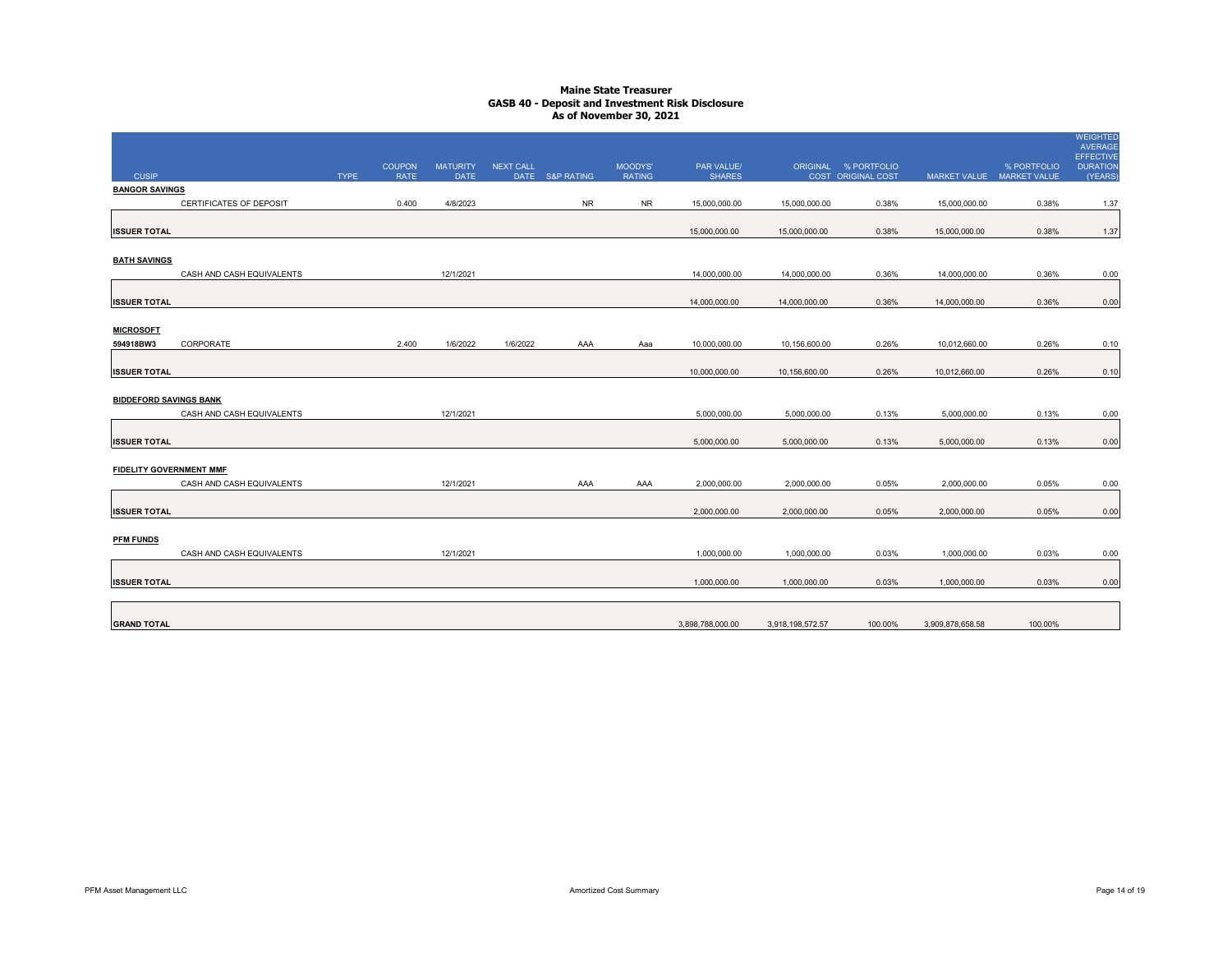# Maine State Treasurer
## GASB 40 - Deposit and Investment Risk Disclosure
### As of November 30, 2021

| CUSIP | TYPE | COUPON RATE | MATURITY DATE | NEXT CALL DATE | S&P RATING | MOODYS' RATING | PAR VALUE/ SHARES | ORIGINAL COST | % PORTFOLIO ORIGINAL COST | MARKET VALUE | % PORTFOLIO MARKET VALUE | WEIGHTED AVERAGE EFFECTIVE DURATION (YEARS) |
|---|---|---|---|---|---|---|---|---|---|---|---|---|
| **BANGOR SAVINGS** | | | | | | | | | | | | |
| | CERTIFICATES OF DEPOSIT | 0.400 | 4/8/2023 | | NR | NR | 15,000,000.00 | 15,000,000.00 | 0.38% | 15,000,000.00 | 0.38% | 1.37 |
| **ISSUER TOTAL** | | | | | | | 15,000,000.00 | 15,000,000.00 | 0.38% | 15,000,000.00 | 0.38% | 1.37 |
| **BATH SAVINGS** | | | | | | | | | | | | |
| | CASH AND CASH EQUIVALENTS | | 12/1/2021 | | | | 14,000,000.00 | 14,000,000.00 | 0.36% | 14,000,000.00 | 0.36% | 0.00 |
| **ISSUER TOTAL** | | | | | | | 14,000,000.00 | 14,000,000.00 | 0.36% | 14,000,000.00 | 0.36% | 0.00 |
| **MICROSOFT** | | | | | | | | | | | | |
| 594918BW3 | CORPORATE | 2.400 | 1/6/2022 | 1/6/2022 | AAA | Aaa | 10,000,000.00 | 10,156,600.00 | 0.26% | 10,012,660.00 | 0.26% | 0.10 |
| **ISSUER TOTAL** | | | | | | | 10,000,000.00 | 10,156,600.00 | 0.26% | 10,012,660.00 | 0.26% | 0.10 |
| **BIDDEFORD SAVINGS BANK** | | | | | | | | | | | | |
| | CASH AND CASH EQUIVALENTS | | 12/1/2021 | | | | 5,000,000.00 | 5,000,000.00 | 0.13% | 5,000,000.00 | 0.13% | 0.00 |
| **ISSUER TOTAL** | | | | | | | 5,000,000.00 | 5,000,000.00 | 0.13% | 5,000,000.00 | 0.13% | 0.00 |
| **FIDELITY GOVERNMENT MMF** | | | | | | | | | | | | |
| | CASH AND CASH EQUIVALENTS | | 12/1/2021 | | AAA | AAA | 2,000,000.00 | 2,000,000.00 | 0.05% | 2,000,000.00 | 0.05% | 0.00 |
| **ISSUER TOTAL** | | | | | | | 2,000,000.00 | 2,000,000.00 | 0.05% | 2,000,000.00 | 0.05% | 0.00 |
| **PFM FUNDS** | | | | | | | | | | | | |
| | CASH AND CASH EQUIVALENTS | | 12/1/2021 | | | | 1,000,000.00 | 1,000,000.00 | 0.03% | 1,000,000.00 | 0.03% | 0.00 |
| **ISSUER TOTAL** | | | | | | | 1,000,000.00 | 1,000,000.00 | 0.03% | 1,000,000.00 | 0.03% | 0.00 |
| **GRAND TOTAL** | | | | | | | 3,898,788,000.00 | 3,918,198,572.57 | 100.00% | 3,909,878,658.58 | 100.00% | |

PFM Asset Management LLC — Amortized Cost Summary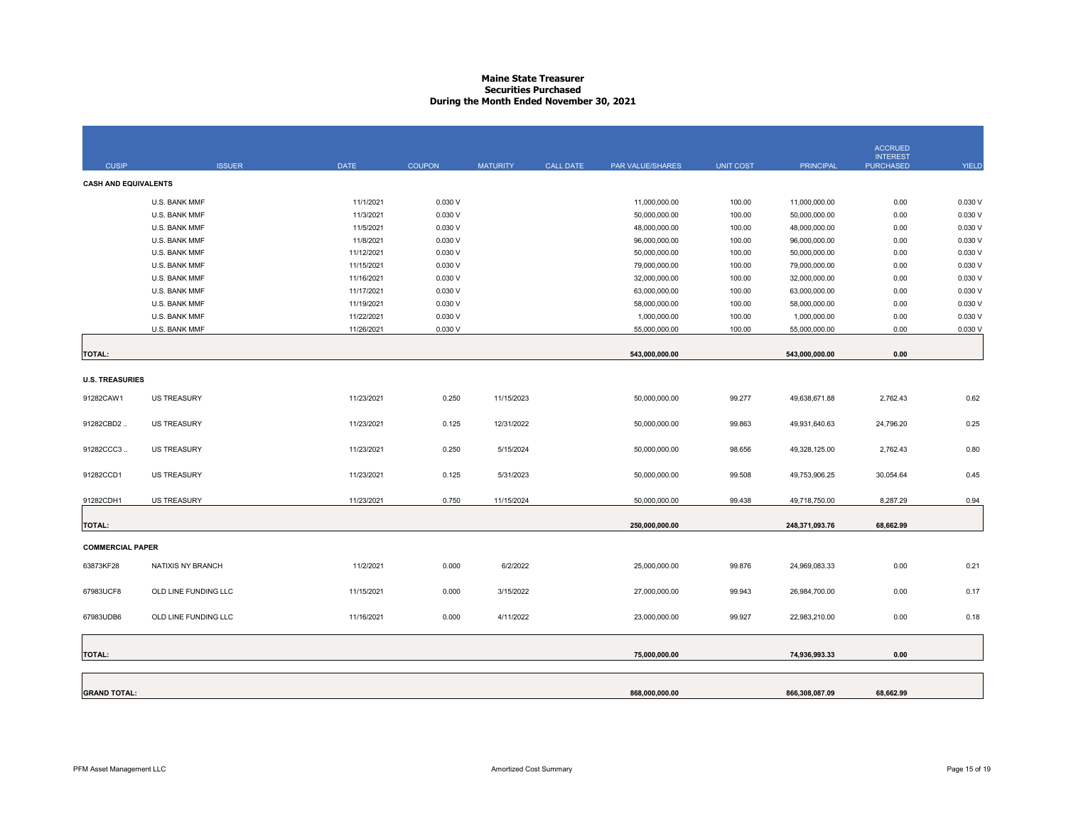# Maine State Treasurer
## Securities Purchased
### During the Month Ended November 30, 2021

| CUSIP | ISSUER | DATE | COUPON | MATURITY | CALL DATE | PAR VALUE/SHARES | UNIT COST | PRINCIPAL | ACCRUED INTEREST PURCHASED | YIELD |
|---|---|---|---|---|---|---|---|---|---|---|
| **CASH AND EQUIVALENTS** | | | | | | | | | | |
| | U.S. BANK MMF | 11/1/2021 | 0.030 V | | | 11,000,000.00 | 100.00 | 11,000,000.00 | 0.00 | 0.030 V |
| | U.S. BANK MMF | 11/3/2021 | 0.030 V | | | 50,000,000.00 | 100.00 | 50,000,000.00 | 0.00 | 0.030 V |
| | U.S. BANK MMF | 11/5/2021 | 0.030 V | | | 48,000,000.00 | 100.00 | 48,000,000.00 | 0.00 | 0.030 V |
| | U.S. BANK MMF | 11/8/2021 | 0.030 V | | | 96,000,000.00 | 100.00 | 96,000,000.00 | 0.00 | 0.030 V |
| | U.S. BANK MMF | 11/12/2021 | 0.030 V | | | 50,000,000.00 | 100.00 | 50,000,000.00 | 0.00 | 0.030 V |
| | U.S. BANK MMF | 11/15/2021 | 0.030 V | | | 79,000,000.00 | 100.00 | 79,000,000.00 | 0.00 | 0.030 V |
| | U.S. BANK MMF | 11/16/2021 | 0.030 V | | | 32,000,000.00 | 100.00 | 32,000,000.00 | 0.00 | 0.030 V |
| | U.S. BANK MMF | 11/17/2021 | 0.030 V | | | 63,000,000.00 | 100.00 | 63,000,000.00 | 0.00 | 0.030 V |
| | U.S. BANK MMF | 11/19/2021 | 0.030 V | | | 58,000,000.00 | 100.00 | 58,000,000.00 | 0.00 | 0.030 V |
| | U.S. BANK MMF | 11/22/2021 | 0.030 V | | | 1,000,000.00 | 100.00 | 1,000,000.00 | 0.00 | 0.030 V |
| | U.S. BANK MMF | 11/26/2021 | 0.030 V | | | 55,000,000.00 | 100.00 | 55,000,000.00 | 0.00 | 0.030 V |
| **TOTAL:** | | | | | | **543,000,000.00** | | **543,000,000.00** | **0.00** | |
| **U.S. TREASURIES** | | | | | | | | | | |
| 91282CAW1 | US TREASURY | 11/23/2021 | 0.250 | 11/15/2023 | | 50,000,000.00 | 99.277 | 49,638,671.88 | 2,762.43 | 0.62 |
| 91282CBD2 .. | US TREASURY | 11/23/2021 | 0.125 | 12/31/2022 | | 50,000,000.00 | 99.863 | 49,931,640.63 | 24,796.20 | 0.25 |
| 91282CCC3 .. | US TREASURY | 11/23/2021 | 0.250 | 5/15/2024 | | 50,000,000.00 | 98.656 | 49,328,125.00 | 2,762.43 | 0.80 |
| 91282CCD1 | US TREASURY | 11/23/2021 | 0.125 | 5/31/2023 | | 50,000,000.00 | 99.508 | 49,753,906.25 | 30,054.64 | 0.45 |
| 91282CDH1 | US TREASURY | 11/23/2021 | 0.750 | 11/15/2024 | | 50,000,000.00 | 99.438 | 49,718,750.00 | 8,287.29 | 0.94 |
| **TOTAL:** | | | | | | **250,000,000.00** | | **248,371,093.76** | **68,662.99** | |
| **COMMERCIAL PAPER** | | | | | | | | | | |
| 63873KF28 | NATIXIS NY BRANCH | 11/2/2021 | 0.000 | 6/2/2022 | | 25,000,000.00 | 99.876 | 24,969,083.33 | 0.00 | 0.21 |
| 67983UCF8 | OLD LINE FUNDING LLC | 11/15/2021 | 0.000 | 3/15/2022 | | 27,000,000.00 | 99.943 | 26,984,700.00 | 0.00 | 0.17 |
| 67983UDB6 | OLD LINE FUNDING LLC | 11/16/2021 | 0.000 | 4/11/2022 | | 23,000,000.00 | 99.927 | 22,983,210.00 | 0.00 | 0.18 |
| **TOTAL:** | | | | | | **75,000,000.00** | | **74,936,993.33** | **0.00** | |
| **GRAND TOTAL:** | | | | | | **868,000,000.00** | | **866,308,087.09** | **68,662.99** | |

PFM Asset Management LLC — Amortized Cost Summary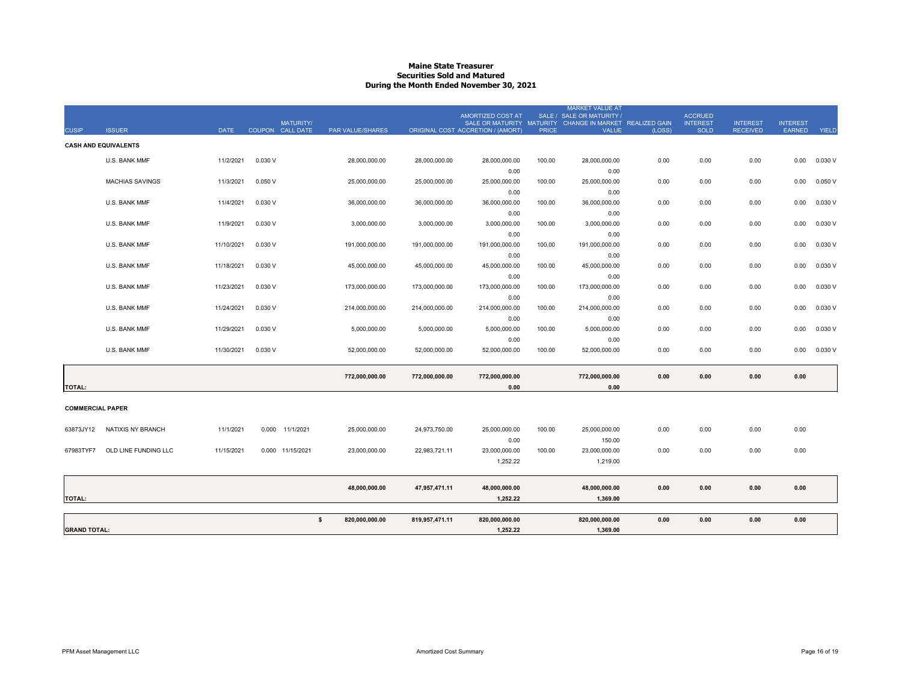# Maine State Treasurer
## Securities Sold and Matured
### During the Month Ended November 30, 2021

| CUSIP | ISSUER | DATE | COUPON | MATURITY/ CALL DATE | PAR VALUE/SHARES | ORIGINAL COST | AMORTIZED COST AT SALE OR MATURITY ACCRETION / (AMORT) | SALE / MATURITY PRICE | MARKET VALUE AT SALE OR MATURITY / CHANGE IN MARKET VALUE | REALIZED GAIN (LOSS) | ACCRUED INTEREST SOLD | INTEREST RECEIVED | INTEREST EARNED | YIELD |
|---|---|---|---|---|---|---|---|---|---|---|---|---|---|---|
| **CASH AND EQUIVALENTS** | | | | | | | | | | | | | | |
| | U.S. BANK MMF | 11/2/2021 | 0.030 V | | 28,000,000.00 | 28,000,000.00 | 28,000,000.00 | 100.00 | 28,000,000.00 | 0.00 | 0.00 | 0.00 | 0.00 | 0.030 V |
| | | | | | | | 0.00 | | 0.00 | | | | | |
| | MACHIAS SAVINGS | 11/3/2021 | 0.050 V | | 25,000,000.00 | 25,000,000.00 | 25,000,000.00 | 100.00 | 25,000,000.00 | 0.00 | 0.00 | 0.00 | 0.00 | 0.050 V |
| | | | | | | | 0.00 | | 0.00 | | | | | |
| | U.S. BANK MMF | 11/4/2021 | 0.030 V | | 36,000,000.00 | 36,000,000.00 | 36,000,000.00 | 100.00 | 36,000,000.00 | 0.00 | 0.00 | 0.00 | 0.00 | 0.030 V |
| | | | | | | | 0.00 | | 0.00 | | | | | |
| | U.S. BANK MMF | 11/9/2021 | 0.030 V | | 3,000,000.00 | 3,000,000.00 | 3,000,000.00 | 100.00 | 3,000,000.00 | 0.00 | 0.00 | 0.00 | 0.00 | 0.030 V |
| | | | | | | | 0.00 | | 0.00 | | | | | |
| | U.S. BANK MMF | 11/10/2021 | 0.030 V | | 191,000,000.00 | 191,000,000.00 | 191,000,000.00 | 100.00 | 191,000,000.00 | 0.00 | 0.00 | 0.00 | 0.00 | 0.030 V |
| | | | | | | | 0.00 | | 0.00 | | | | | |
| | U.S. BANK MMF | 11/18/2021 | 0.030 V | | 45,000,000.00 | 45,000,000.00 | 45,000,000.00 | 100.00 | 45,000,000.00 | 0.00 | 0.00 | 0.00 | 0.00 | 0.030 V |
| | | | | | | | 0.00 | | 0.00 | | | | | |
| | U.S. BANK MMF | 11/23/2021 | 0.030 V | | 173,000,000.00 | 173,000,000.00 | 173,000,000.00 | 100.00 | 173,000,000.00 | 0.00 | 0.00 | 0.00 | 0.00 | 0.030 V |
| | | | | | | | 0.00 | | 0.00 | | | | | |
| | U.S. BANK MMF | 11/24/2021 | 0.030 V | | 214,000,000.00 | 214,000,000.00 | 214,000,000.00 | 100.00 | 214,000,000.00 | 0.00 | 0.00 | 0.00 | 0.00 | 0.030 V |
| | | | | | | | 0.00 | | 0.00 | | | | | |
| | U.S. BANK MMF | 11/29/2021 | 0.030 V | | 5,000,000.00 | 5,000,000.00 | 5,000,000.00 | 100.00 | 5,000,000.00 | 0.00 | 0.00 | 0.00 | 0.00 | 0.030 V |
| | | | | | | | 0.00 | | 0.00 | | | | | |
| | U.S. BANK MMF | 11/30/2021 | 0.030 V | | 52,000,000.00 | 52,000,000.00 | 52,000,000.00 | 100.00 | 52,000,000.00 | 0.00 | 0.00 | 0.00 | 0.00 | 0.030 V |
| | | | | | **772,000,000.00** | **772,000,000.00** | **772,000,000.00** | | **772,000,000.00** | **0.00** | **0.00** | **0.00** | **0.00** | |
| **TOTAL:** | | | | | | | **0.00** | | **0.00** | | | | | |
| **COMMERCIAL PAPER** | | | | | | | | | | | | | | |
| 63873JY12 | NATIXIS NY BRANCH | 11/1/2021 | 0.000 | 11/1/2021 | 25,000,000.00 | 24,973,750.00 | 25,000,000.00 | 100.00 | 25,000,000.00 | 0.00 | 0.00 | 0.00 | 0.00 | |
| | | | | | | | 0.00 | | 150.00 | | | | | |
| 67983TYF7 | OLD LINE FUNDING LLC | 11/15/2021 | 0.000 | 11/15/2021 | 23,000,000.00 | 22,983,721.11 | 23,000,000.00 | 100.00 | 23,000,000.00 | 0.00 | 0.00 | 0.00 | 0.00 | |
| | | | | | | | 1,252.22 | | 1,219.00 | | | | | |
| | | | | | **48,000,000.00** | **47,957,471.11** | **48,000,000.00** | | **48,000,000.00** | **0.00** | **0.00** | **0.00** | **0.00** | |
| **TOTAL:** | | | | | | | **1,252.22** | | **1,369.00** | | | | | |
| | | | | | **$ 820,000,000.00** | **819,957,471.11** | **820,000,000.00** | | **820,000,000.00** | **0.00** | **0.00** | **0.00** | **0.00** | |
| **GRAND TOTAL:** | | | | | | | **1,252.22** | | **1,369.00** | | | | | |

PFM Asset Management LLC — Amortized Cost Summary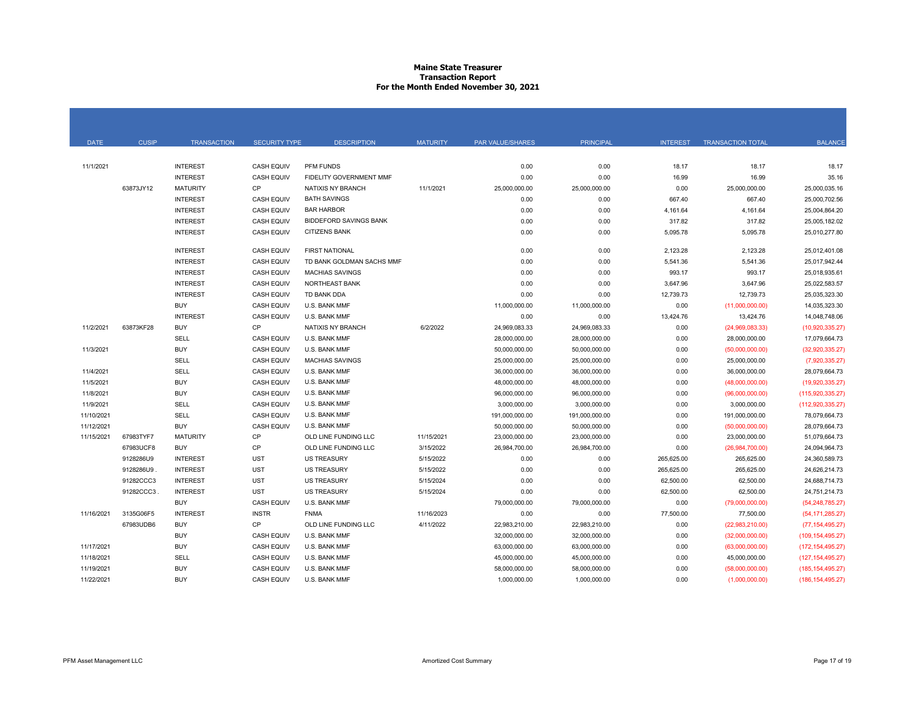# Maine State Treasurer
## Transaction Report
### For the Month Ended November 30, 2021

| DATE | CUSIP | TRANSACTION | SECURITY TYPE | DESCRIPTION | MATURITY | PAR VALUE/SHARES | PRINCIPAL | INTEREST | TRANSACTION TOTAL | BALANCE |
|---|---|---|---|---|---|---|---|---|---|---|
| 11/1/2021 | | INTEREST | CASH EQUIV | PFM FUNDS | | 0.00 | 0.00 | 18.17 | 18.17 | 18.17 |
| | | INTEREST | CASH EQUIV | FIDELITY GOVERNMENT MMF | | 0.00 | 0.00 | 16.99 | 16.99 | 35.16 |
| | 63873JY12 | MATURITY | CP | NATIXIS NY BRANCH | 11/1/2021 | 25,000,000.00 | 25,000,000.00 | 0.00 | 25,000,000.00 | 25,000,035.16 |
| | | INTEREST | CASH EQUIV | BATH SAVINGS | | 0.00 | 0.00 | 667.40 | 667.40 | 25,000,702.56 |
| | | INTEREST | CASH EQUIV | BAR HARBOR | | 0.00 | 0.00 | 4,161.64 | 4,161.64 | 25,004,864.20 |
| | | INTEREST | CASH EQUIV | BIDDEFORD SAVINGS BANK | | 0.00 | 0.00 | 317.82 | 317.82 | 25,005,182.02 |
| | | INTEREST | CASH EQUIV | CITIZENS BANK | | 0.00 | 0.00 | 5,095.78 | 5,095.78 | 25,010,277.80 |
| | | INTEREST | CASH EQUIV | FIRST NATIONAL | | 0.00 | 0.00 | 2,123.28 | 2,123.28 | 25,012,401.08 |
| | | INTEREST | CASH EQUIV | TD BANK GOLDMAN SACHS MMF | | 0.00 | 0.00 | 5,541.36 | 5,541.36 | 25,017,942.44 |
| | | INTEREST | CASH EQUIV | MACHIAS SAVINGS | | 0.00 | 0.00 | 993.17 | 993.17 | 25,018,935.61 |
| | | INTEREST | CASH EQUIV | NORTHEAST BANK | | 0.00 | 0.00 | 3,647.96 | 3,647.96 | 25,022,583.57 |
| | | INTEREST | CASH EQUIV | TD BANK DDA | | 0.00 | 0.00 | 12,739.73 | 12,739.73 | 25,035,323.30 |
| | | BUY | CASH EQUIV | U.S. BANK MMF | | 11,000,000.00 | 11,000,000.00 | 0.00 | (11,000,000.00) | 14,035,323.30 |
| | | INTEREST | CASH EQUIV | U.S. BANK MMF | | 0.00 | 0.00 | 13,424.76 | 13,424.76 | 14,048,748.06 |
| 11/2/2021 | 63873KF28 | BUY | CP | NATIXIS NY BRANCH | 6/2/2022 | 24,969,083.33 | 24,969,083.33 | 0.00 | (24,969,083.33) | (10,920,335.27) |
| | | SELL | CASH EQUIV | U.S. BANK MMF | | 28,000,000.00 | 28,000,000.00 | 0.00 | 28,000,000.00 | 17,079,664.73 |
| 11/3/2021 | | BUY | CASH EQUIV | U.S. BANK MMF | | 50,000,000.00 | 50,000,000.00 | 0.00 | (50,000,000.00) | (32,920,335.27) |
| | | SELL | CASH EQUIV | MACHIAS SAVINGS | | 25,000,000.00 | 25,000,000.00 | 0.00 | 25,000,000.00 | (7,920,335.27) |
| 11/4/2021 | | SELL | CASH EQUIV | U.S. BANK MMF | | 36,000,000.00 | 36,000,000.00 | 0.00 | 36,000,000.00 | 28,079,664.73 |
| 11/5/2021 | | BUY | CASH EQUIV | U.S. BANK MMF | | 48,000,000.00 | 48,000,000.00 | 0.00 | (48,000,000.00) | (19,920,335.27) |
| 11/8/2021 | | BUY | CASH EQUIV | U.S. BANK MMF | | 96,000,000.00 | 96,000,000.00 | 0.00 | (96,000,000.00) | (115,920,335.27) |
| 11/9/2021 | | SELL | CASH EQUIV | U.S. BANK MMF | | 3,000,000.00 | 3,000,000.00 | 0.00 | 3,000,000.00 | (112,920,335.27) |
| 11/10/2021 | | SELL | CASH EQUIV | U.S. BANK MMF | | 191,000,000.00 | 191,000,000.00 | 0.00 | 191,000,000.00 | 78,079,664.73 |
| 11/12/2021 | | BUY | CASH EQUIV | U.S. BANK MMF | | 50,000,000.00 | 50,000,000.00 | 0.00 | (50,000,000.00) | 28,079,664.73 |
| 11/15/2021 | 67983TYF7 | MATURITY | CP | OLD LINE FUNDING LLC | 11/15/2021 | 23,000,000.00 | 23,000,000.00 | 0.00 | 23,000,000.00 | 51,079,664.73 |
| | 67983UCF8 | BUY | CP | OLD LINE FUNDING LLC | 3/15/2022 | 26,984,700.00 | 26,984,700.00 | 0.00 | (26,984,700.00) | 24,094,964.73 |
| | 9128286U9 | INTEREST | UST | US TREASURY | 5/15/2022 | 0.00 | 0.00 | 265,625.00 | 265,625.00 | 24,360,589.73 |
| | 9128286U9 . | INTEREST | UST | US TREASURY | 5/15/2022 | 0.00 | 0.00 | 265,625.00 | 265,625.00 | 24,626,214.73 |
| | 91282CCC3 | INTEREST | UST | US TREASURY | 5/15/2024 | 0.00 | 0.00 | 62,500.00 | 62,500.00 | 24,688,714.73 |
| | 91282CCC3 . | INTEREST | UST | US TREASURY | 5/15/2024 | 0.00 | 0.00 | 62,500.00 | 62,500.00 | 24,751,214.73 |
| | | BUY | CASH EQUIV | U.S. BANK MMF | | 79,000,000.00 | 79,000,000.00 | 0.00 | (79,000,000.00) | (54,248,785.27) |
| 11/16/2021 | 3135G06F5 | INTEREST | INSTR | FNMA | 11/16/2023 | 0.00 | 0.00 | 77,500.00 | 77,500.00 | (54,171,285.27) |
| | 67983UDB6 | BUY | CP | OLD LINE FUNDING LLC | 4/11/2022 | 22,983,210.00 | 22,983,210.00 | 0.00 | (22,983,210.00) | (77,154,495.27) |
| | | BUY | CASH EQUIV | U.S. BANK MMF | | 32,000,000.00 | 32,000,000.00 | 0.00 | (32,000,000.00) | (109,154,495.27) |
| 11/17/2021 | | BUY | CASH EQUIV | U.S. BANK MMF | | 63,000,000.00 | 63,000,000.00 | 0.00 | (63,000,000.00) | (172,154,495.27) |
| 11/18/2021 | | SELL | CASH EQUIV | U.S. BANK MMF | | 45,000,000.00 | 45,000,000.00 | 0.00 | 45,000,000.00 | (127,154,495.27) |
| 11/19/2021 | | BUY | CASH EQUIV | U.S. BANK MMF | | 58,000,000.00 | 58,000,000.00 | 0.00 | (58,000,000.00) | (185,154,495.27) |
| 11/22/2021 | | BUY | CASH EQUIV | U.S. BANK MMF | | 1,000,000.00 | 1,000,000.00 | 0.00 | (1,000,000.00) | (186,154,495.27) |

PFM Asset Management LLC — Amortized Cost Summary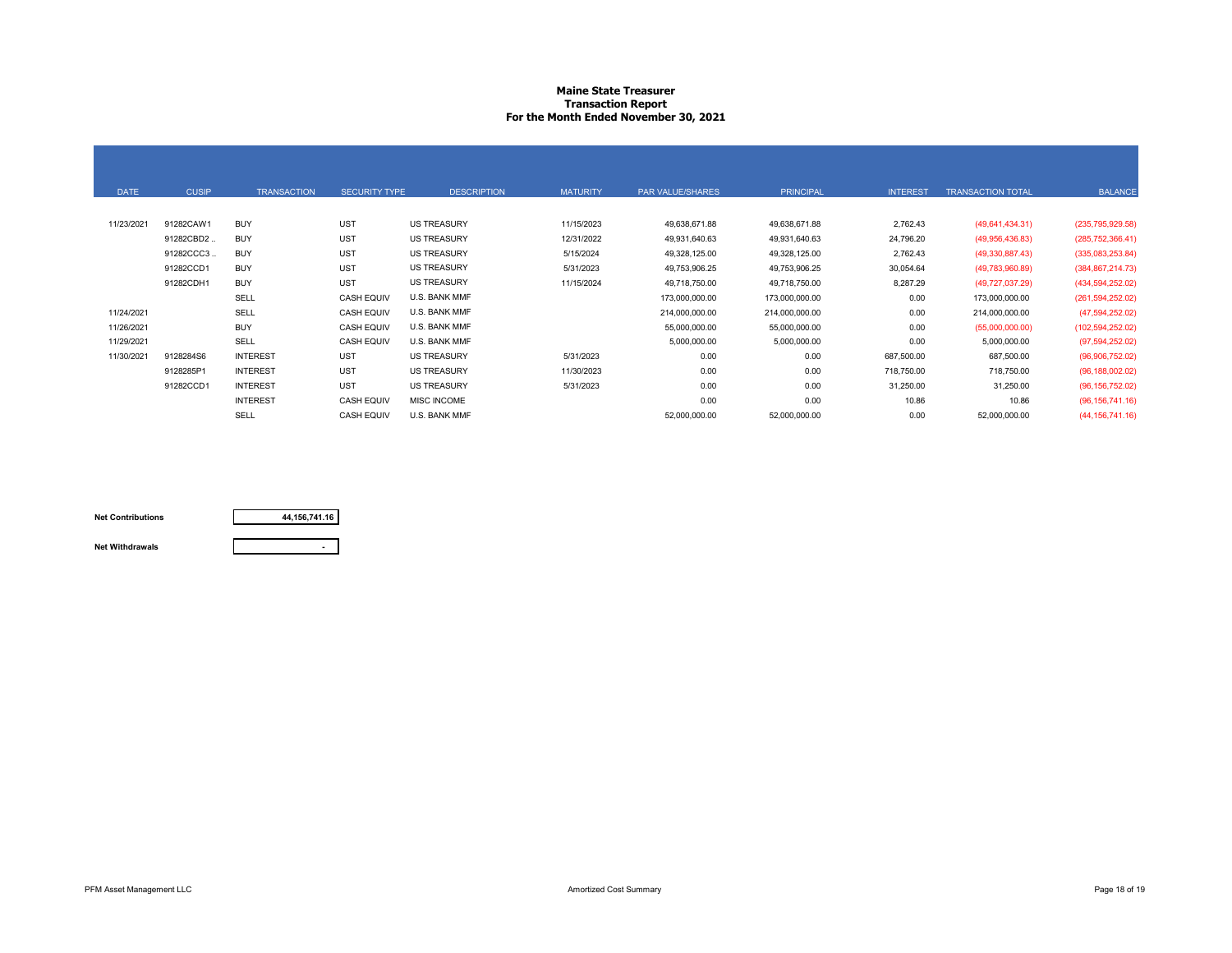**Maine State Treasurer**
**Transaction Report**
**For the Month Ended November 30, 2021**

| DATE | CUSIP | TRANSACTION | SECURITY TYPE | DESCRIPTION | MATURITY | PAR VALUE/SHARES | PRINCIPAL | INTEREST | TRANSACTION TOTAL | BALANCE |
|---|---|---|---|---|---|---|---|---|---|---|
| 11/23/2021 | 91282CAW1 | BUY | UST | US TREASURY | 11/15/2023 | 49,638,671.88 | 49,638,671.88 | 2,762.43 | (49,641,434.31) | (235,795,929.58) |
| | 91282CBD2 .. | BUY | UST | US TREASURY | 12/31/2022 | 49,931,640.63 | 49,931,640.63 | 24,796.20 | (49,956,436.83) | (285,752,366.41) |
| | 91282CCC3 .. | BUY | UST | US TREASURY | 5/15/2024 | 49,328,125.00 | 49,328,125.00 | 2,762.43 | (49,330,887.43) | (335,083,253.84) |
| | 91282CCD1 | BUY | UST | US TREASURY | 5/31/2023 | 49,753,906.25 | 49,753,906.25 | 30,054.64 | (49,783,960.89) | (384,867,214.73) |
| | 91282CDH1 | BUY | UST | US TREASURY | 11/15/2024 | 49,718,750.00 | 49,718,750.00 | 8,287.29 | (49,727,037.29) | (434,594,252.02) |
| | | SELL | CASH EQUIV | U.S. BANK MMF | | 173,000,000.00 | 173,000,000.00 | 0.00 | 173,000,000.00 | (261,594,252.02) |
| 11/24/2021 | | SELL | CASH EQUIV | U.S. BANK MMF | | 214,000,000.00 | 214,000,000.00 | 0.00 | 214,000,000.00 | (47,594,252.02) |
| 11/26/2021 | | BUY | CASH EQUIV | U.S. BANK MMF | | 55,000,000.00 | 55,000,000.00 | 0.00 | (55,000,000.00) | (102,594,252.02) |
| 11/29/2021 | | SELL | CASH EQUIV | U.S. BANK MMF | | 5,000,000.00 | 5,000,000.00 | 0.00 | 5,000,000.00 | (97,594,252.02) |
| 11/30/2021 | 9128284S6 | INTEREST | UST | US TREASURY | 5/31/2023 | 0.00 | 0.00 | 687,500.00 | 687,500.00 | (96,906,752.02) |
| | 9128285P1 | INTEREST | UST | US TREASURY | 11/30/2023 | 0.00 | 0.00 | 718,750.00 | 718,750.00 | (96,188,002.02) |
| | 91282CCD1 | INTEREST | UST | US TREASURY | 5/31/2023 | 0.00 | 0.00 | 31,250.00 | 31,250.00 | (96,156,752.02) |
| | | INTEREST | CASH EQUIV | MISC INCOME | | 0.00 | 0.00 | 10.86 | 10.86 | (96,156,741.16) |
| | | SELL | CASH EQUIV | U.S. BANK MMF | | 52,000,000.00 | 52,000,000.00 | 0.00 | 52,000,000.00 | (44,156,741.16) |

| | |
|---|---|
| **Net Contributions** | **44,156,741.16** |
| **Net Withdrawals** | **-** |

PFM Asset Management LLC — Amortized Cost Summary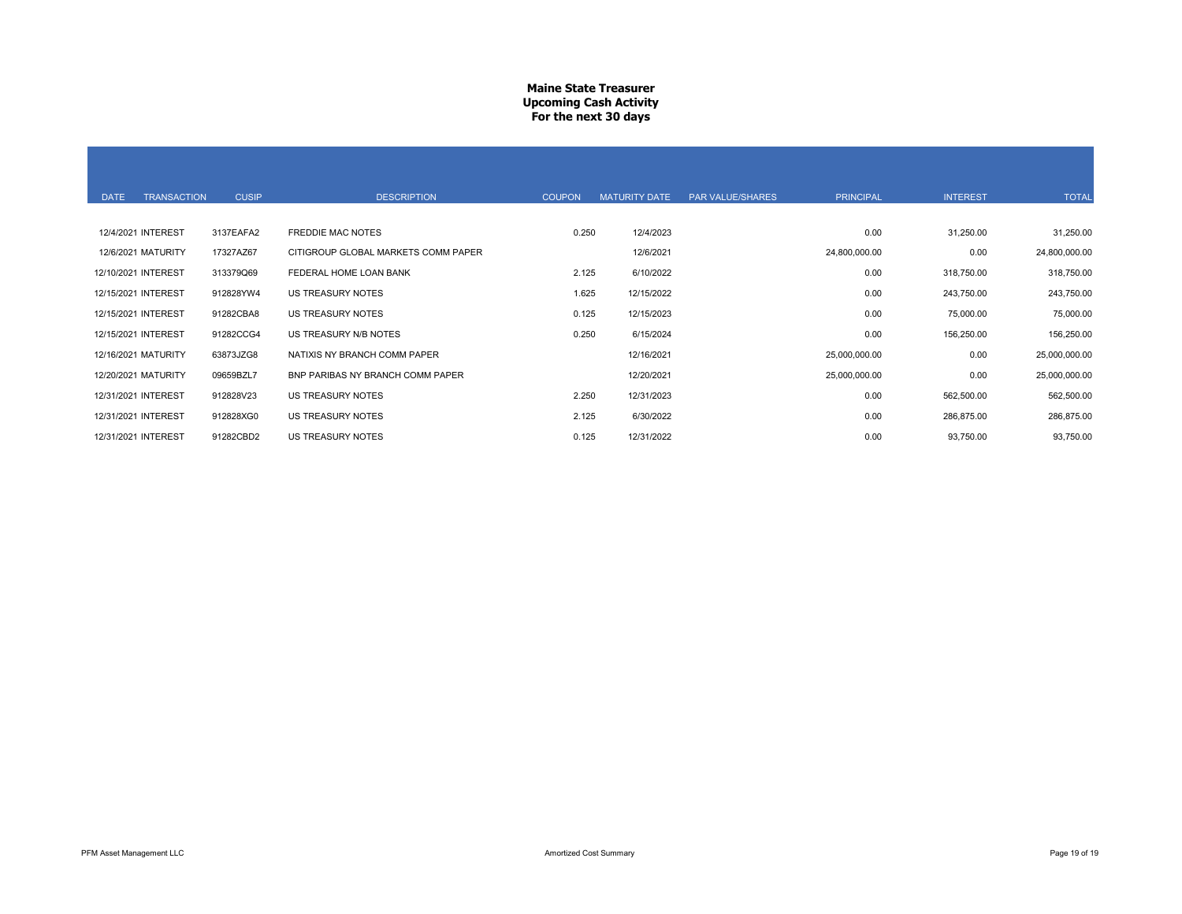# Maine State Treasurer
## Upcoming Cash Activity
### For the next 30 days

| DATE | TRANSACTION | CUSIP | DESCRIPTION | COUPON | MATURITY DATE | PAR VALUE/SHARES | PRINCIPAL | INTEREST | TOTAL |
|---|---|---|---|---|---|---|---|---|---|
| 12/4/2021 | INTEREST | 3137EAFA2 | FREDDIE MAC NOTES | 0.250 | 12/4/2023 | | 0.00 | 31,250.00 | 31,250.00 |
| 12/6/2021 | MATURITY | 17327AZ67 | CITIGROUP GLOBAL MARKETS COMM PAPER | | 12/6/2021 | | 24,800,000.00 | 0.00 | 24,800,000.00 |
| 12/10/2021 | INTEREST | 313379Q69 | FEDERAL HOME LOAN BANK | 2.125 | 6/10/2022 | | 0.00 | 318,750.00 | 318,750.00 |
| 12/15/2021 | INTEREST | 912828YW4 | US TREASURY NOTES | 1.625 | 12/15/2022 | | 0.00 | 243,750.00 | 243,750.00 |
| 12/15/2021 | INTEREST | 91282CBA8 | US TREASURY NOTES | 0.125 | 12/15/2023 | | 0.00 | 75,000.00 | 75,000.00 |
| 12/15/2021 | INTEREST | 91282CCG4 | US TREASURY N/B NOTES | 0.250 | 6/15/2024 | | 0.00 | 156,250.00 | 156,250.00 |
| 12/16/2021 | MATURITY | 63873JZG8 | NATIXIS NY BRANCH COMM PAPER | | 12/16/2021 | | 25,000,000.00 | 0.00 | 25,000,000.00 |
| 12/20/2021 | MATURITY | 09659BZL7 | BNP PARIBAS NY BRANCH COMM PAPER | | 12/20/2021 | | 25,000,000.00 | 0.00 | 25,000,000.00 |
| 12/31/2021 | INTEREST | 912828V23 | US TREASURY NOTES | 2.250 | 12/31/2023 | | 0.00 | 562,500.00 | 562,500.00 |
| 12/31/2021 | INTEREST | 912828XG0 | US TREASURY NOTES | 2.125 | 6/30/2022 | | 0.00 | 286,875.00 | 286,875.00 |
| 12/31/2021 | INTEREST | 91282CBD2 | US TREASURY NOTES | 0.125 | 12/31/2022 | | 0.00 | 93,750.00 | 93,750.00 |